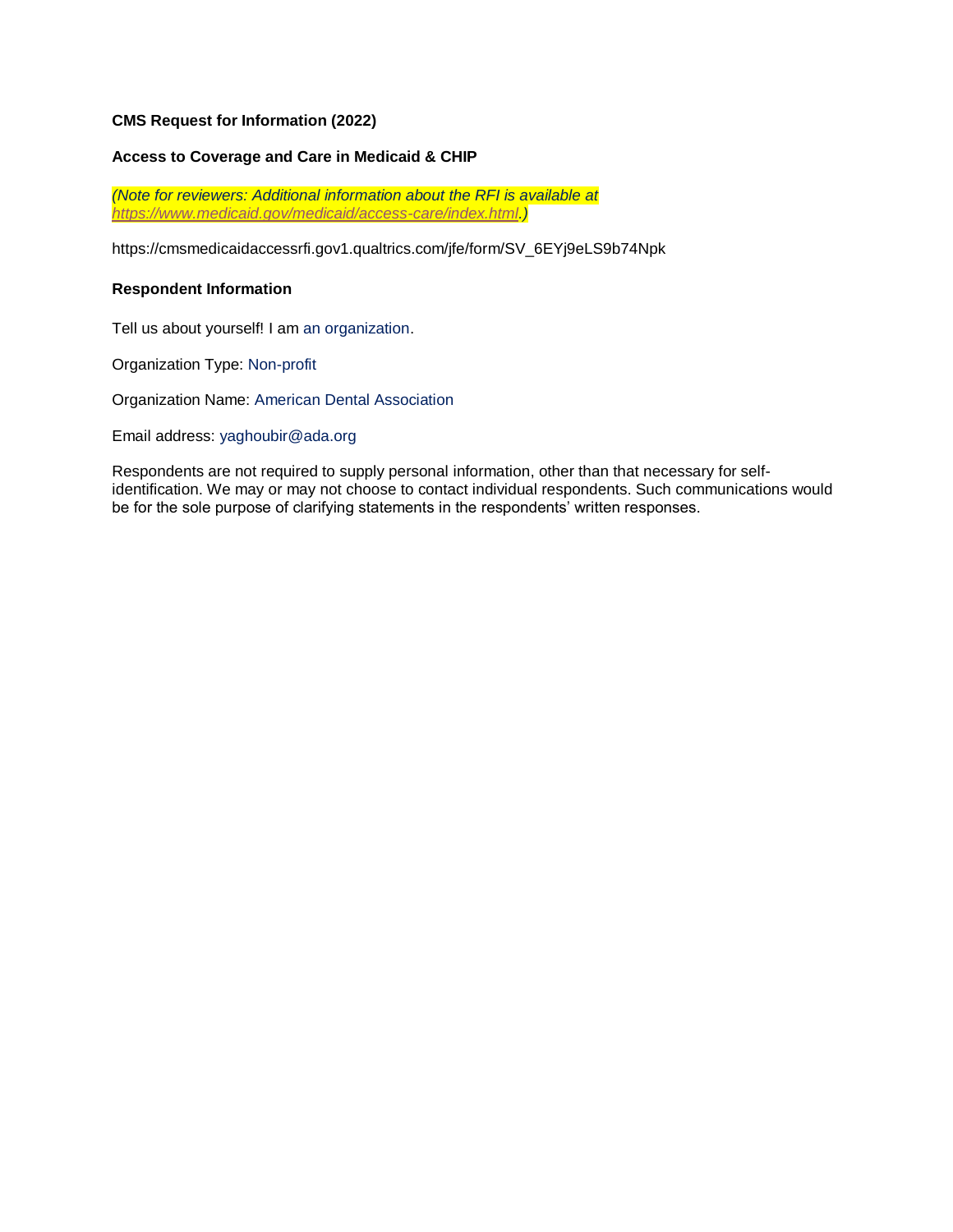**CMS Request for Information (2022)**

**Access to Coverage and Care in Medicaid & CHIP**

*(Note for reviewers: Additional information about the RFI is available at https://www.medicaid.gov/medicaid/access-care/index.html.)*

https://cmsmedicaidaccessrfi.gov1.qualtrics.com/jfe/form/SV_6EYj9eLS9b74Npk

**Respondent Information**

Tell us about yourself! I am an organization.

Organization Type: Non-profit

Organization Name: American Dental Association

Email address: yaghoubir@ada.org

Respondents are not required to supply personal information, other than that necessary for self-identification. We may or may not choose to contact individual respondents. Such communications would be for the sole purpose of clarifying statements in the respondents' written responses.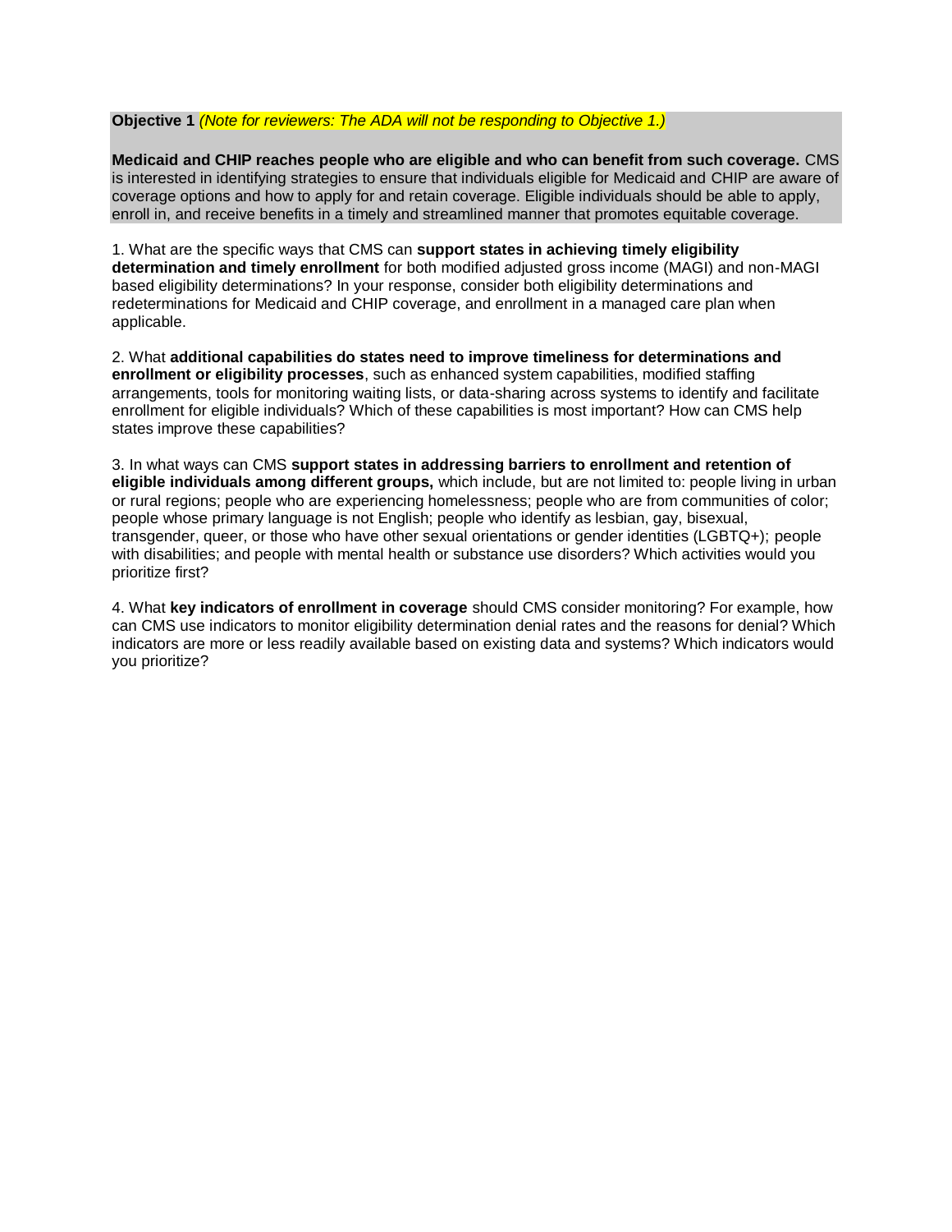**Objective 1** *(Note for reviewers: The ADA will not be responding to Objective 1.)*

**Medicaid and CHIP reaches people who are eligible and who can benefit from such coverage.** CMS is interested in identifying strategies to ensure that individuals eligible for Medicaid and CHIP are aware of coverage options and how to apply for and retain coverage. Eligible individuals should be able to apply, enroll in, and receive benefits in a timely and streamlined manner that promotes equitable coverage.

1. What are the specific ways that CMS can **support states in achieving timely eligibility determination and timely enrollment** for both modified adjusted gross income (MAGI) and non-MAGI based eligibility determinations? In your response, consider both eligibility determinations and redeterminations for Medicaid and CHIP coverage, and enrollment in a managed care plan when applicable.

2. What **additional capabilities do states need to improve timeliness for determinations and enrollment or eligibility processes**, such as enhanced system capabilities, modified staffing arrangements, tools for monitoring waiting lists, or data-sharing across systems to identify and facilitate enrollment for eligible individuals? Which of these capabilities is most important? How can CMS help states improve these capabilities?

3. In what ways can CMS **support states in addressing barriers to enrollment and retention of eligible individuals among different groups,** which include, but are not limited to: people living in urban or rural regions; people who are experiencing homelessness; people who are from communities of color; people whose primary language is not English; people who identify as lesbian, gay, bisexual, transgender, queer, or those who have other sexual orientations or gender identities (LGBTQ+); people with disabilities; and people with mental health or substance use disorders? Which activities would you prioritize first?

4. What **key indicators of enrollment in coverage** should CMS consider monitoring? For example, how can CMS use indicators to monitor eligibility determination denial rates and the reasons for denial? Which indicators are more or less readily available based on existing data and systems? Which indicators would you prioritize?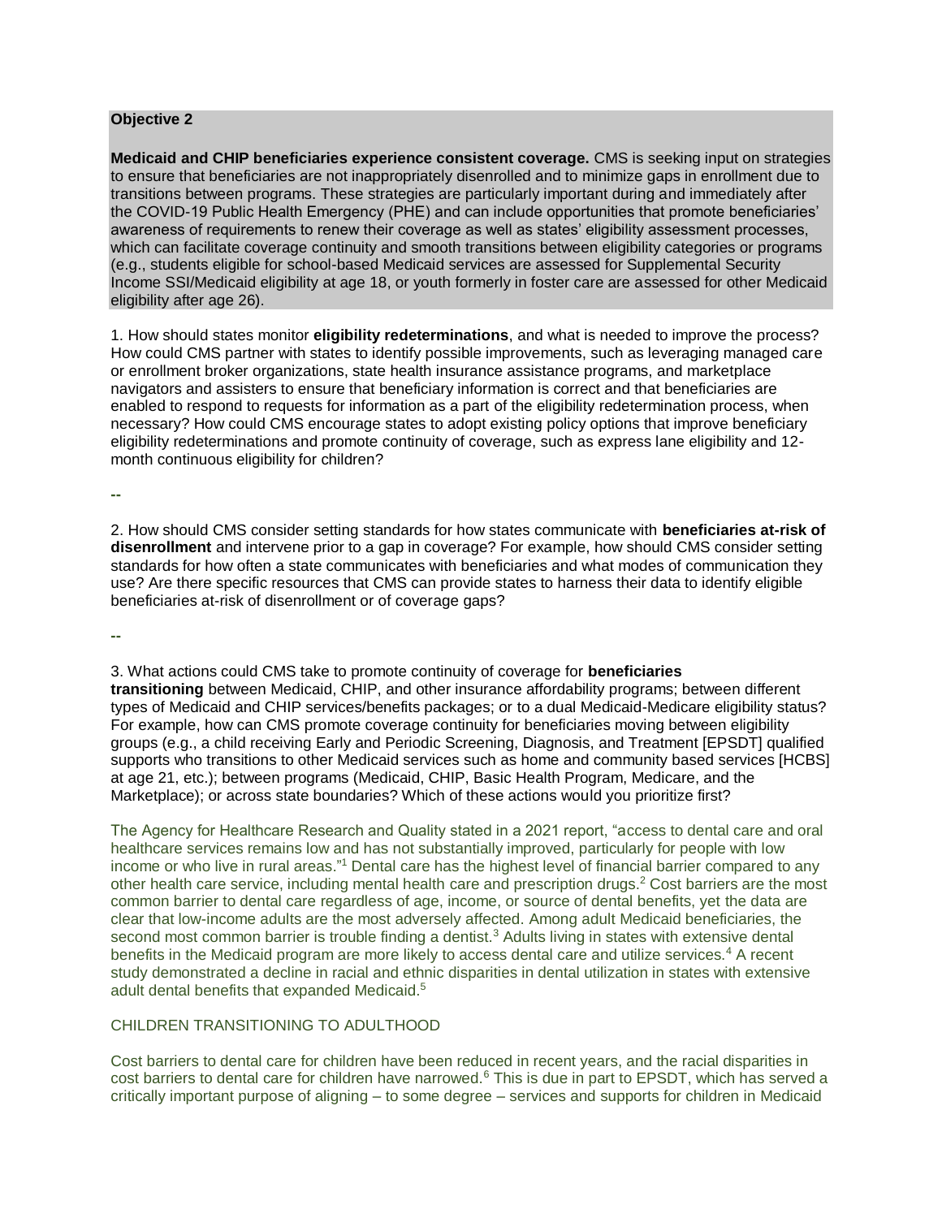**Objective 2**

**Medicaid and CHIP beneficiaries experience consistent coverage.** CMS is seeking input on strategies to ensure that beneficiaries are not inappropriately disenrolled and to minimize gaps in enrollment due to transitions between programs. These strategies are particularly important during and immediately after the COVID-19 Public Health Emergency (PHE) and can include opportunities that promote beneficiaries' awareness of requirements to renew their coverage as well as states' eligibility assessment processes, which can facilitate coverage continuity and smooth transitions between eligibility categories or programs (e.g., students eligible for school-based Medicaid services are assessed for Supplemental Security Income SSI/Medicaid eligibility at age 18, or youth formerly in foster care are assessed for other Medicaid eligibility after age 26).

1. How should states monitor **eligibility redeterminations**, and what is needed to improve the process? How could CMS partner with states to identify possible improvements, such as leveraging managed care or enrollment broker organizations, state health insurance assistance programs, and marketplace navigators and assisters to ensure that beneficiary information is correct and that beneficiaries are enabled to respond to requests for information as a part of the eligibility redetermination process, when necessary? How could CMS encourage states to adopt existing policy options that improve beneficiary eligibility redeterminations and promote continuity of coverage, such as express lane eligibility and 12-month continuous eligibility for children?

--

2. How should CMS consider setting standards for how states communicate with **beneficiaries at-risk of disenrollment** and intervene prior to a gap in coverage? For example, how should CMS consider setting standards for how often a state communicates with beneficiaries and what modes of communication they use? Are there specific resources that CMS can provide states to harness their data to identify eligible beneficiaries at-risk of disenrollment or of coverage gaps?

--

3. What actions could CMS take to promote continuity of coverage for **beneficiaries transitioning** between Medicaid, CHIP, and other insurance affordability programs; between different types of Medicaid and CHIP services/benefits packages; or to a dual Medicaid-Medicare eligibility status? For example, how can CMS promote coverage continuity for beneficiaries moving between eligibility groups (e.g., a child receiving Early and Periodic Screening, Diagnosis, and Treatment [EPSDT] qualified supports who transitions to other Medicaid services such as home and community based services [HCBS] at age 21, etc.); between programs (Medicaid, CHIP, Basic Health Program, Medicare, and the Marketplace); or across state boundaries? Which of these actions would you prioritize first?

The Agency for Healthcare Research and Quality stated in a 2021 report, "access to dental care and oral healthcare services remains low and has not substantially improved, particularly for people with low income or who live in rural areas."[1] Dental care has the highest level of financial barrier compared to any other health care service, including mental health care and prescription drugs.[2] Cost barriers are the most common barrier to dental care regardless of age, income, or source of dental benefits, yet the data are clear that low-income adults are the most adversely affected. Among adult Medicaid beneficiaries, the second most common barrier is trouble finding a dentist.[3] Adults living in states with extensive dental benefits in the Medicaid program are more likely to access dental care and utilize services.[4] A recent study demonstrated a decline in racial and ethnic disparities in dental utilization in states with extensive adult dental benefits that expanded Medicaid.[5]

CHILDREN TRANSITIONING TO ADULTHOOD

Cost barriers to dental care for children have been reduced in recent years, and the racial disparities in cost barriers to dental care for children have narrowed.[6] This is due in part to EPSDT, which has served a critically important purpose of aligning – to some degree – services and supports for children in Medicaid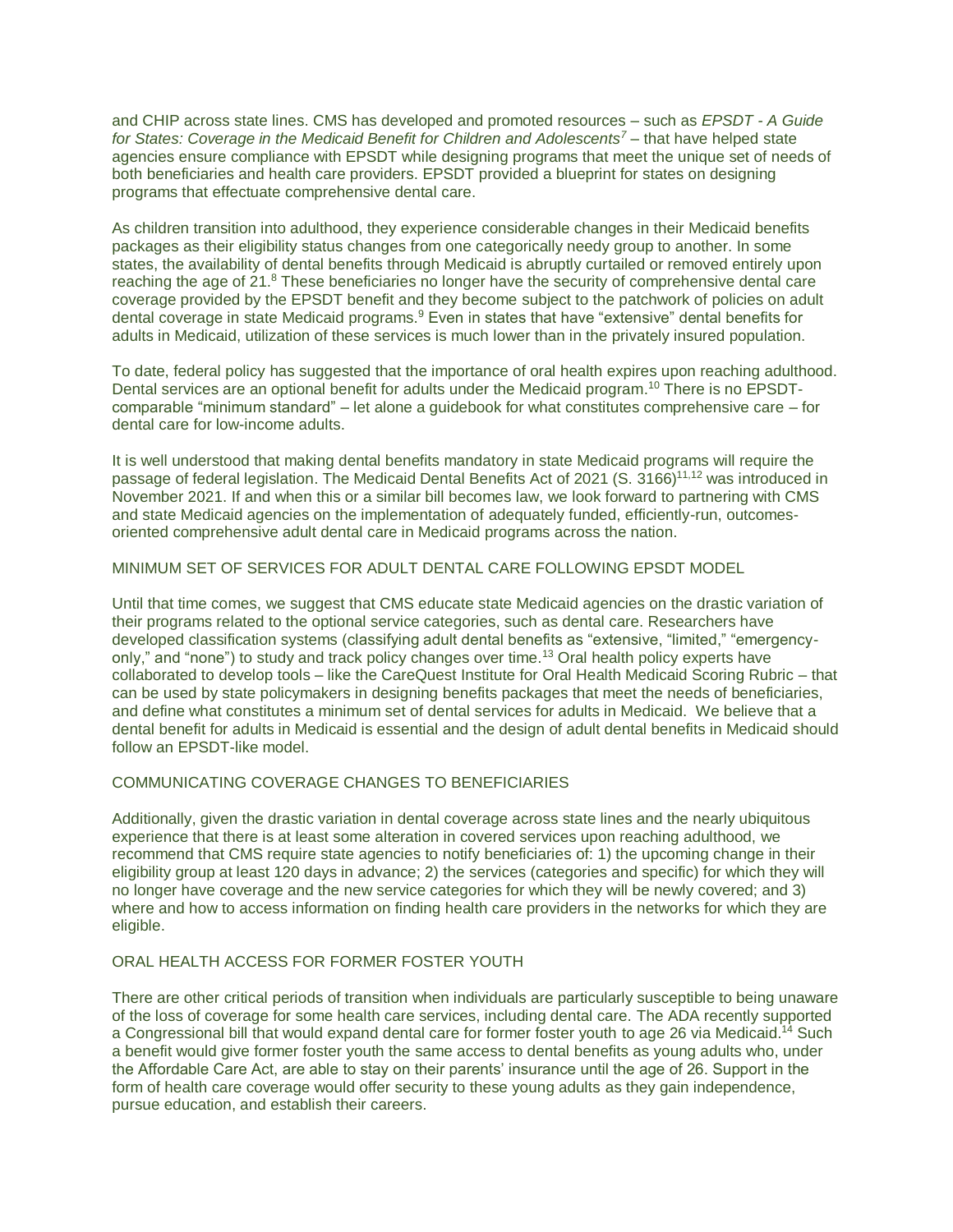and CHIP across state lines. CMS has developed and promoted resources – such as *EPSDT - A Guide for States: Coverage in the Medicaid Benefit for Children and Adolescents*[7] – that have helped state agencies ensure compliance with EPSDT while designing programs that meet the unique set of needs of both beneficiaries and health care providers. EPSDT provided a blueprint for states on designing programs that effectuate comprehensive dental care.

As children transition into adulthood, they experience considerable changes in their Medicaid benefits packages as their eligibility status changes from one categorically needy group to another. In some states, the availability of dental benefits through Medicaid is abruptly curtailed or removed entirely upon reaching the age of 21.[8] These beneficiaries no longer have the security of comprehensive dental care coverage provided by the EPSDT benefit and they become subject to the patchwork of policies on adult dental coverage in state Medicaid programs.[9] Even in states that have "extensive" dental benefits for adults in Medicaid, utilization of these services is much lower than in the privately insured population.

To date, federal policy has suggested that the importance of oral health expires upon reaching adulthood. Dental services are an optional benefit for adults under the Medicaid program.[10] There is no EPSDT-comparable "minimum standard" – let alone a guidebook for what constitutes comprehensive care – for dental care for low-income adults.

It is well understood that making dental benefits mandatory in state Medicaid programs will require the passage of federal legislation. The Medicaid Dental Benefits Act of 2021 (S. 3166)[11,12] was introduced in November 2021. If and when this or a similar bill becomes law, we look forward to partnering with CMS and state Medicaid agencies on the implementation of adequately funded, efficiently-run, outcomes-oriented comprehensive adult dental care in Medicaid programs across the nation.

## MINIMUM SET OF SERVICES FOR ADULT DENTAL CARE FOLLOWING EPSDT MODEL

Until that time comes, we suggest that CMS educate state Medicaid agencies on the drastic variation of their programs related to the optional service categories, such as dental care. Researchers have developed classification systems (classifying adult dental benefits as "extensive, "limited," "emergency-only," and "none") to study and track policy changes over time.[13] Oral health policy experts have collaborated to develop tools – like the CareQuest Institute for Oral Health Medicaid Scoring Rubric – that can be used by state policymakers in designing benefits packages that meet the needs of beneficiaries, and define what constitutes a minimum set of dental services for adults in Medicaid. We believe that a dental benefit for adults in Medicaid is essential and the design of adult dental benefits in Medicaid should follow an EPSDT-like model.

## COMMUNICATING COVERAGE CHANGES TO BENEFICIARIES

Additionally, given the drastic variation in dental coverage across state lines and the nearly ubiquitous experience that there is at least some alteration in covered services upon reaching adulthood, we recommend that CMS require state agencies to notify beneficiaries of: 1) the upcoming change in their eligibility group at least 120 days in advance; 2) the services (categories and specific) for which they will no longer have coverage and the new service categories for which they will be newly covered; and 3) where and how to access information on finding health care providers in the networks for which they are eligible.

## ORAL HEALTH ACCESS FOR FORMER FOSTER YOUTH

There are other critical periods of transition when individuals are particularly susceptible to being unaware of the loss of coverage for some health care services, including dental care. The ADA recently supported a Congressional bill that would expand dental care for former foster youth to age 26 via Medicaid.[14] Such a benefit would give former foster youth the same access to dental benefits as young adults who, under the Affordable Care Act, are able to stay on their parents' insurance until the age of 26. Support in the form of health care coverage would offer security to these young adults as they gain independence, pursue education, and establish their careers.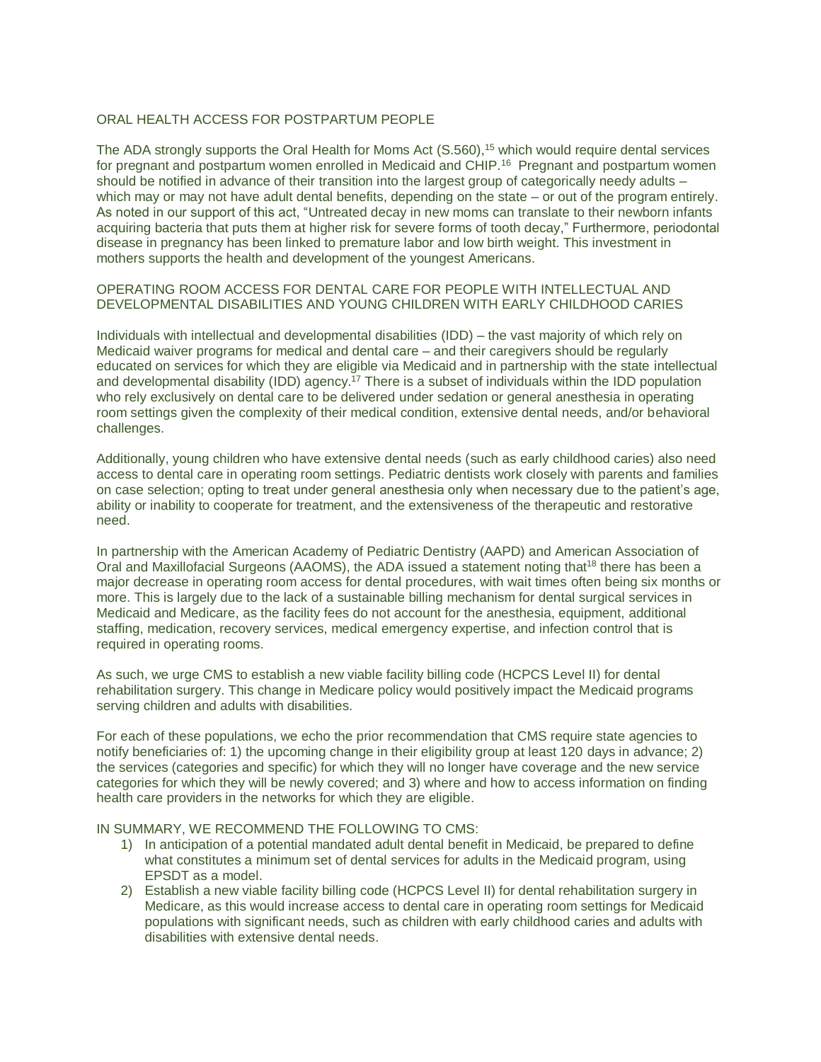## ORAL HEALTH ACCESS FOR POSTPARTUM PEOPLE

The ADA strongly supports the Oral Health for Moms Act (S.560),[15] which would require dental services for pregnant and postpartum women enrolled in Medicaid and CHIP.[16] Pregnant and postpartum women should be notified in advance of their transition into the largest group of categorically needy adults – which may or may not have adult dental benefits, depending on the state – or out of the program entirely. As noted in our support of this act, "Untreated decay in new moms can translate to their newborn infants acquiring bacteria that puts them at higher risk for severe forms of tooth decay," Furthermore, periodontal disease in pregnancy has been linked to premature labor and low birth weight. This investment in mothers supports the health and development of the youngest Americans.

## OPERATING ROOM ACCESS FOR DENTAL CARE FOR PEOPLE WITH INTELLECTUAL AND DEVELOPMENTAL DISABILITIES AND YOUNG CHILDREN WITH EARLY CHILDHOOD CARIES

Individuals with intellectual and developmental disabilities (IDD) – the vast majority of which rely on Medicaid waiver programs for medical and dental care – and their caregivers should be regularly educated on services for which they are eligible via Medicaid and in partnership with the state intellectual and developmental disability (IDD) agency.[17] There is a subset of individuals within the IDD population who rely exclusively on dental care to be delivered under sedation or general anesthesia in operating room settings given the complexity of their medical condition, extensive dental needs, and/or behavioral challenges.

Additionally, young children who have extensive dental needs (such as early childhood caries) also need access to dental care in operating room settings. Pediatric dentists work closely with parents and families on case selection; opting to treat under general anesthesia only when necessary due to the patient's age, ability or inability to cooperate for treatment, and the extensiveness of the therapeutic and restorative need.

In partnership with the American Academy of Pediatric Dentistry (AAPD) and American Association of Oral and Maxillofacial Surgeons (AAOMS), the ADA issued a statement noting that[18] there has been a major decrease in operating room access for dental procedures, with wait times often being six months or more. This is largely due to the lack of a sustainable billing mechanism for dental surgical services in Medicaid and Medicare, as the facility fees do not account for the anesthesia, equipment, additional staffing, medication, recovery services, medical emergency expertise, and infection control that is required in operating rooms.

As such, we urge CMS to establish a new viable facility billing code (HCPCS Level II) for dental rehabilitation surgery. This change in Medicare policy would positively impact the Medicaid programs serving children and adults with disabilities.

For each of these populations, we echo the prior recommendation that CMS require state agencies to notify beneficiaries of: 1) the upcoming change in their eligibility group at least 120 days in advance; 2) the services (categories and specific) for which they will no longer have coverage and the new service categories for which they will be newly covered; and 3) where and how to access information on finding health care providers in the networks for which they are eligible.

## IN SUMMARY, WE RECOMMEND THE FOLLOWING TO CMS:

1) In anticipation of a potential mandated adult dental benefit in Medicaid, be prepared to define what constitutes a minimum set of dental services for adults in the Medicaid program, using EPSDT as a model.
2) Establish a new viable facility billing code (HCPCS Level II) for dental rehabilitation surgery in Medicare, as this would increase access to dental care in operating room settings for Medicaid populations with significant needs, such as children with early childhood caries and adults with disabilities with extensive dental needs.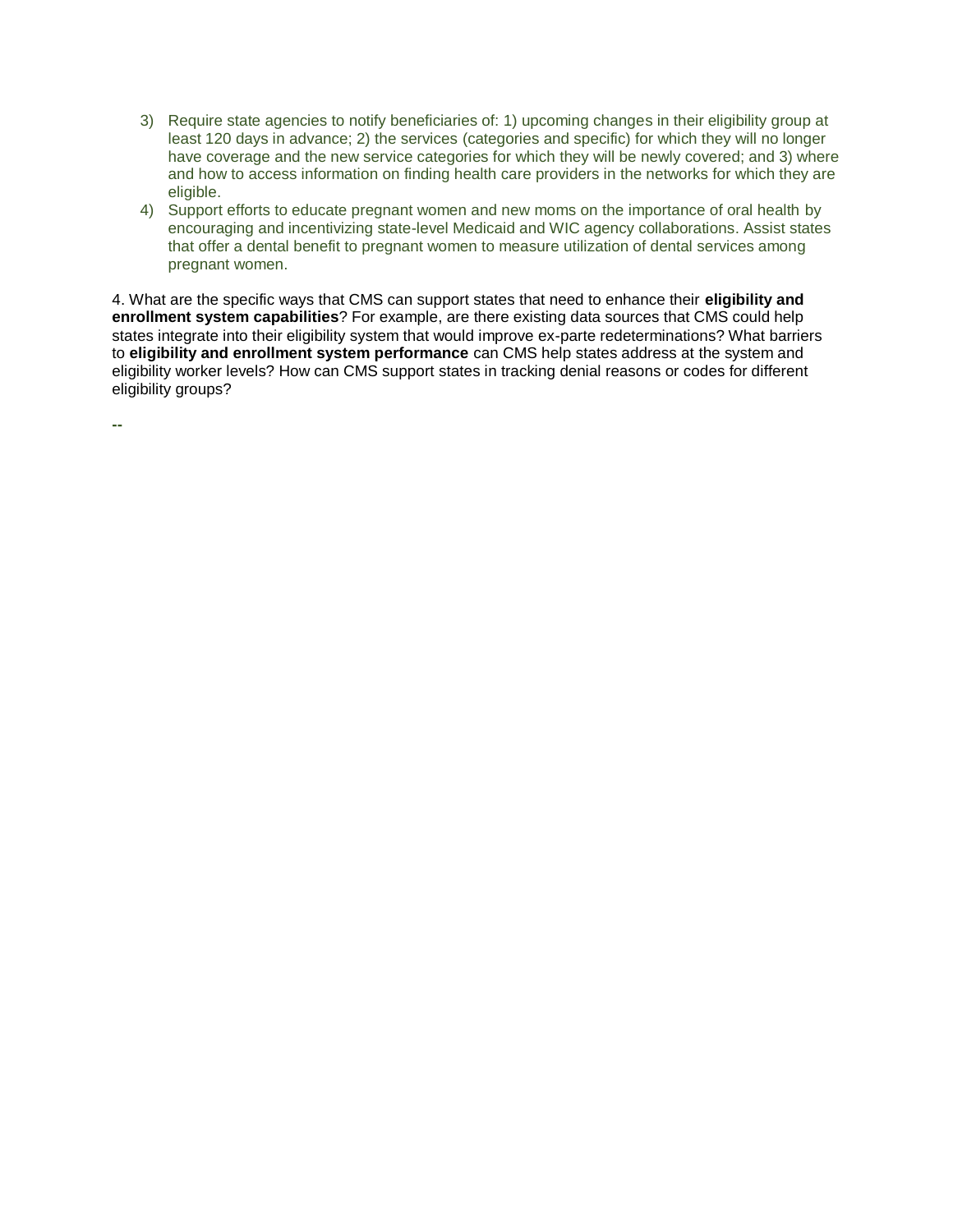3) Require state agencies to notify beneficiaries of: 1) upcoming changes in their eligibility group at least 120 days in advance; 2) the services (categories and specific) for which they will no longer have coverage and the new service categories for which they will be newly covered; and 3) where and how to access information on finding health care providers in the networks for which they are eligible.
4) Support efforts to educate pregnant women and new moms on the importance of oral health by encouraging and incentivizing state-level Medicaid and WIC agency collaborations. Assist states that offer a dental benefit to pregnant women to measure utilization of dental services among pregnant women.

4. What are the specific ways that CMS can support states that need to enhance their **eligibility and enrollment system capabilities**? For example, are there existing data sources that CMS could help states integrate into their eligibility system that would improve ex-parte redeterminations? What barriers to **eligibility and enrollment system performance** can CMS help states address at the system and eligibility worker levels? How can CMS support states in tracking denial reasons or codes for different eligibility groups?

--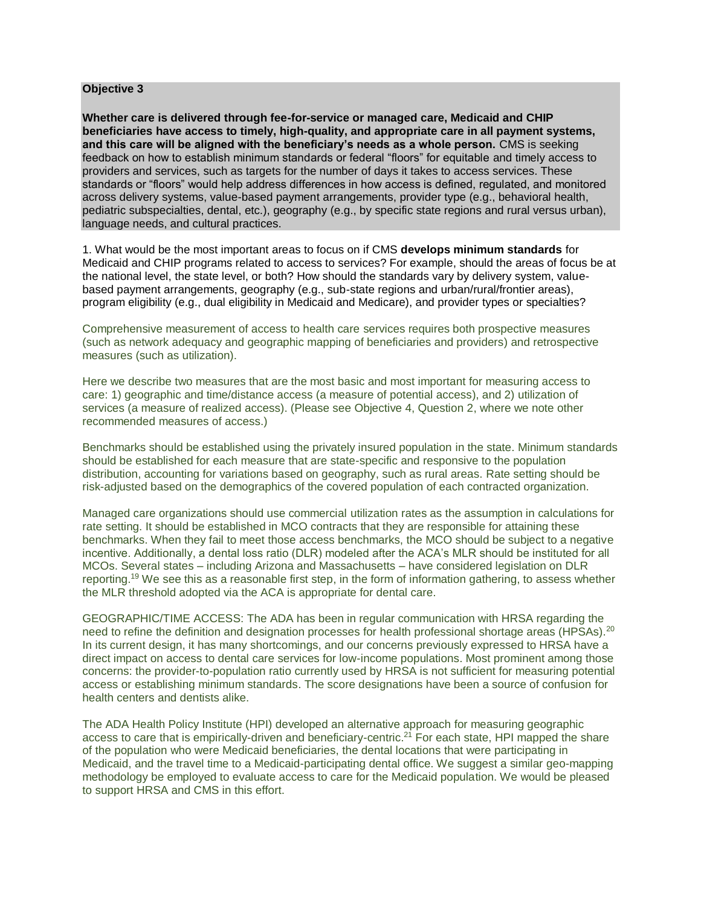**Objective 3**

**Whether care is delivered through fee-for-service or managed care, Medicaid and CHIP beneficiaries have access to timely, high-quality, and appropriate care in all payment systems, and this care will be aligned with the beneficiary's needs as a whole person.** CMS is seeking feedback on how to establish minimum standards or federal "floors" for equitable and timely access to providers and services, such as targets for the number of days it takes to access services. These standards or "floors" would help address differences in how access is defined, regulated, and monitored across delivery systems, value-based payment arrangements, provider type (e.g., behavioral health, pediatric subspecialties, dental, etc.), geography (e.g., by specific state regions and rural versus urban), language needs, and cultural practices.

1. What would be the most important areas to focus on if CMS **develops minimum standards** for Medicaid and CHIP programs related to access to services? For example, should the areas of focus be at the national level, the state level, or both? How should the standards vary by delivery system, value-based payment arrangements, geography (e.g., sub-state regions and urban/rural/frontier areas), program eligibility (e.g., dual eligibility in Medicaid and Medicare), and provider types or specialties?

Comprehensive measurement of access to health care services requires both prospective measures (such as network adequacy and geographic mapping of beneficiaries and providers) and retrospective measures (such as utilization).

Here we describe two measures that are the most basic and most important for measuring access to care: 1) geographic and time/distance access (a measure of potential access), and 2) utilization of services (a measure of realized access). (Please see Objective 4, Question 2, where we note other recommended measures of access.)

Benchmarks should be established using the privately insured population in the state. Minimum standards should be established for each measure that are state-specific and responsive to the population distribution, accounting for variations based on geography, such as rural areas. Rate setting should be risk-adjusted based on the demographics of the covered population of each contracted organization.

Managed care organizations should use commercial utilization rates as the assumption in calculations for rate setting. It should be established in MCO contracts that they are responsible for attaining these benchmarks. When they fail to meet those access benchmarks, the MCO should be subject to a negative incentive. Additionally, a dental loss ratio (DLR) modeled after the ACA's MLR should be instituted for all MCOs. Several states – including Arizona and Massachusetts – have considered legislation on DLR reporting.[19] We see this as a reasonable first step, in the form of information gathering, to assess whether the MLR threshold adopted via the ACA is appropriate for dental care.

GEOGRAPHIC/TIME ACCESS: The ADA has been in regular communication with HRSA regarding the need to refine the definition and designation processes for health professional shortage areas (HPSAs).[20] In its current design, it has many shortcomings, and our concerns previously expressed to HRSA have a direct impact on access to dental care services for low-income populations. Most prominent among those concerns: the provider-to-population ratio currently used by HRSA is not sufficient for measuring potential access or establishing minimum standards. The score designations have been a source of confusion for health centers and dentists alike.

The ADA Health Policy Institute (HPI) developed an alternative approach for measuring geographic access to care that is empirically-driven and beneficiary-centric.[21] For each state, HPI mapped the share of the population who were Medicaid beneficiaries, the dental locations that were participating in Medicaid, and the travel time to a Medicaid-participating dental office. We suggest a similar geo-mapping methodology be employed to evaluate access to care for the Medicaid population. We would be pleased to support HRSA and CMS in this effort.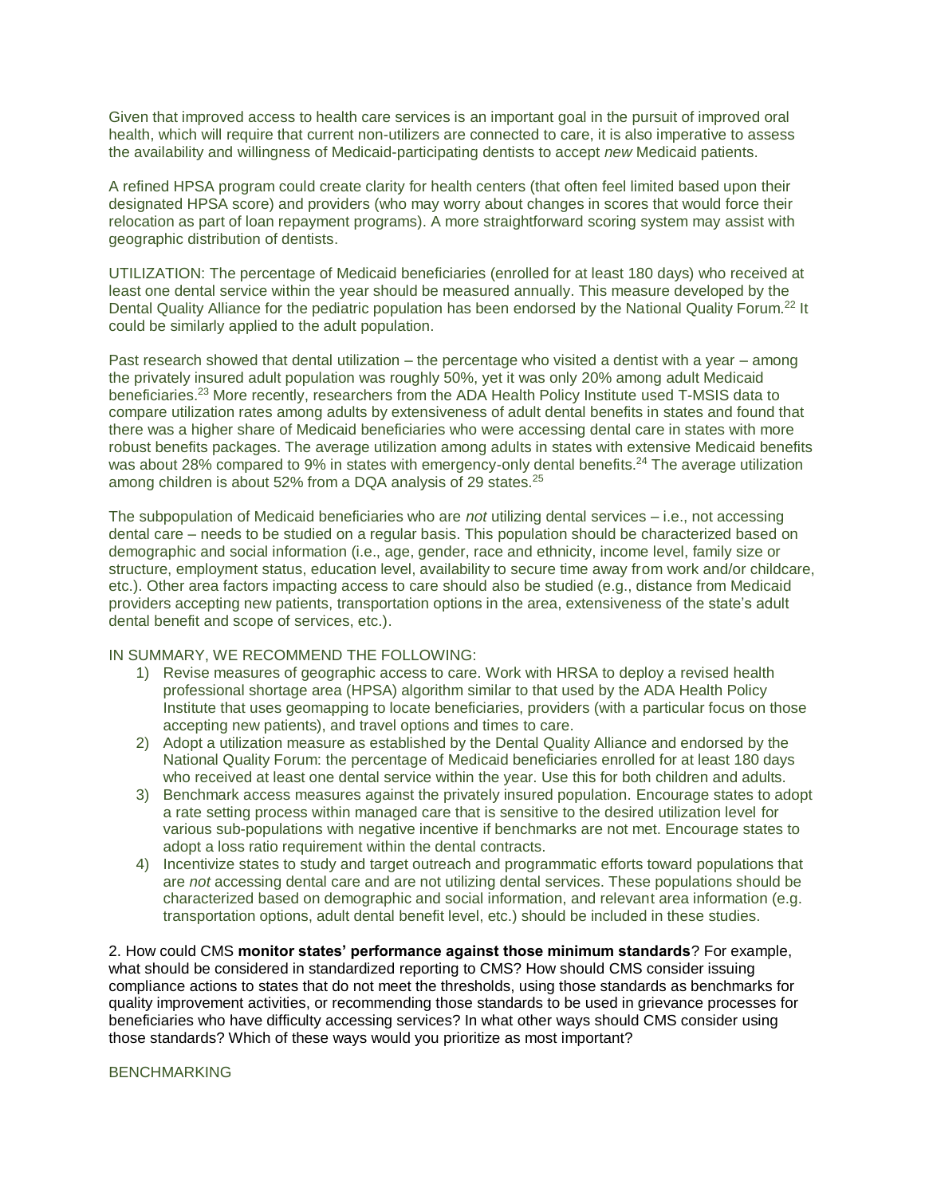Given that improved access to health care services is an important goal in the pursuit of improved oral health, which will require that current non-utilizers are connected to care, it is also imperative to assess the availability and willingness of Medicaid-participating dentists to accept *new* Medicaid patients.

A refined HPSA program could create clarity for health centers (that often feel limited based upon their designated HPSA score) and providers (who may worry about changes in scores that would force their relocation as part of loan repayment programs). A more straightforward scoring system may assist with geographic distribution of dentists.

UTILIZATION: The percentage of Medicaid beneficiaries (enrolled for at least 180 days) who received at least one dental service within the year should be measured annually. This measure developed by the Dental Quality Alliance for the pediatric population has been endorsed by the National Quality Forum.[22] It could be similarly applied to the adult population.

Past research showed that dental utilization – the percentage who visited a dentist with a year – among the privately insured adult population was roughly 50%, yet it was only 20% among adult Medicaid beneficiaries.[23] More recently, researchers from the ADA Health Policy Institute used T-MSIS data to compare utilization rates among adults by extensiveness of adult dental benefits in states and found that there was a higher share of Medicaid beneficiaries who were accessing dental care in states with more robust benefits packages. The average utilization among adults in states with extensive Medicaid benefits was about 28% compared to 9% in states with emergency-only dental benefits.[24] The average utilization among children is about 52% from a DQA analysis of 29 states.[25]

The subpopulation of Medicaid beneficiaries who are *not* utilizing dental services – i.e., not accessing dental care – needs to be studied on a regular basis. This population should be characterized based on demographic and social information (i.e., age, gender, race and ethnicity, income level, family size or structure, employment status, education level, availability to secure time away from work and/or childcare, etc.). Other area factors impacting access to care should also be studied (e.g., distance from Medicaid providers accepting new patients, transportation options in the area, extensiveness of the state's adult dental benefit and scope of services, etc.).

IN SUMMARY, WE RECOMMEND THE FOLLOWING:

1) Revise measures of geographic access to care. Work with HRSA to deploy a revised health professional shortage area (HPSA) algorithm similar to that used by the ADA Health Policy Institute that uses geomapping to locate beneficiaries, providers (with a particular focus on those accepting new patients), and travel options and times to care.
2) Adopt a utilization measure as established by the Dental Quality Alliance and endorsed by the National Quality Forum: the percentage of Medicaid beneficiaries enrolled for at least 180 days who received at least one dental service within the year. Use this for both children and adults.
3) Benchmark access measures against the privately insured population. Encourage states to adopt a rate setting process within managed care that is sensitive to the desired utilization level for various sub-populations with negative incentive if benchmarks are not met. Encourage states to adopt a loss ratio requirement within the dental contracts.
4) Incentivize states to study and target outreach and programmatic efforts toward populations that are *not* accessing dental care and are not utilizing dental services. These populations should be characterized based on demographic and social information, and relevant area information (e.g. transportation options, adult dental benefit level, etc.) should be included in these studies.

2. How could CMS **monitor states' performance against those minimum standards**? For example, what should be considered in standardized reporting to CMS? How should CMS consider issuing compliance actions to states that do not meet the thresholds, using those standards as benchmarks for quality improvement activities, or recommending those standards to be used in grievance processes for beneficiaries who have difficulty accessing services? In what other ways should CMS consider using those standards? Which of these ways would you prioritize as most important?

BENCHMARKING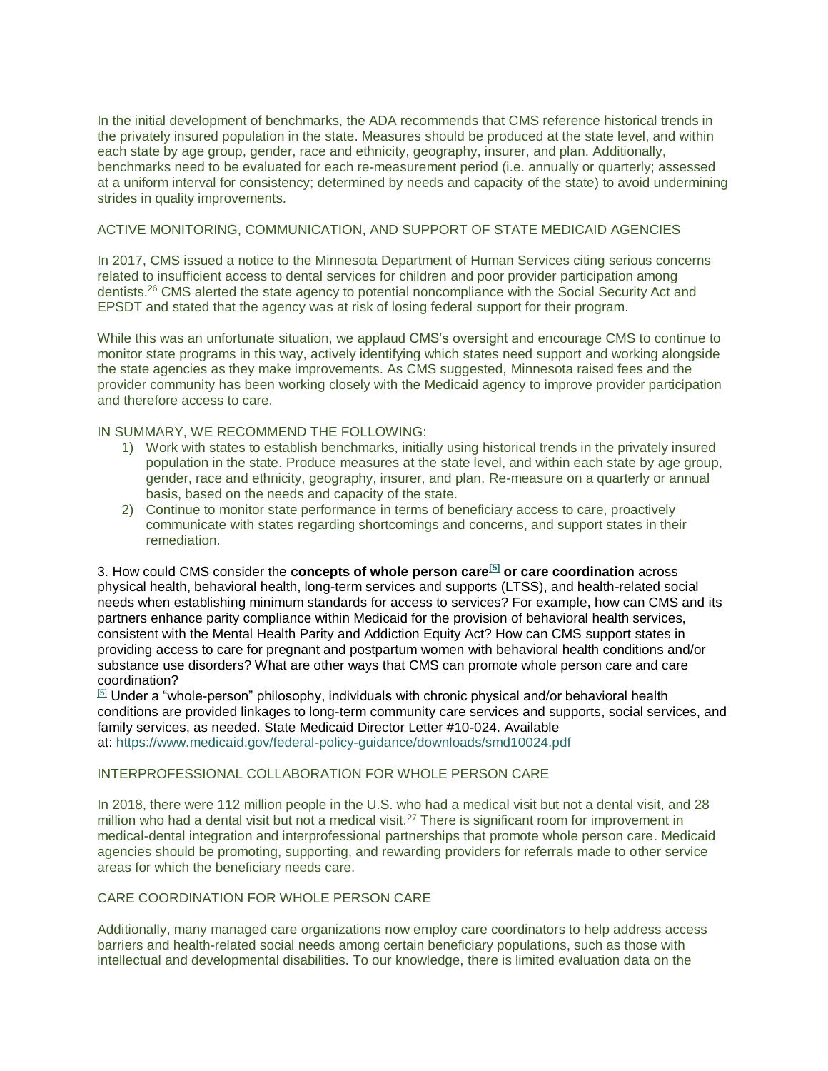In the initial development of benchmarks, the ADA recommends that CMS reference historical trends in the privately insured population in the state. Measures should be produced at the state level, and within each state by age group, gender, race and ethnicity, geography, insurer, and plan. Additionally, benchmarks need to be evaluated for each re-measurement period (i.e. annually or quarterly; assessed at a uniform interval for consistency; determined by needs and capacity of the state) to avoid undermining strides in quality improvements.

ACTIVE MONITORING, COMMUNICATION, AND SUPPORT OF STATE MEDICAID AGENCIES

In 2017, CMS issued a notice to the Minnesota Department of Human Services citing serious concerns related to insufficient access to dental services for children and poor provider participation among dentists.[26] CMS alerted the state agency to potential noncompliance with the Social Security Act and EPSDT and stated that the agency was at risk of losing federal support for their program.

While this was an unfortunate situation, we applaud CMS's oversight and encourage CMS to continue to monitor state programs in this way, actively identifying which states need support and working alongside the state agencies as they make improvements. As CMS suggested, Minnesota raised fees and the provider community has been working closely with the Medicaid agency to improve provider participation and therefore access to care.

IN SUMMARY, WE RECOMMEND THE FOLLOWING:

1) Work with states to establish benchmarks, initially using historical trends in the privately insured population in the state. Produce measures at the state level, and within each state by age group, gender, race and ethnicity, geography, insurer, and plan. Re-measure on a quarterly or annual basis, based on the needs and capacity of the state.
2) Continue to monitor state performance in terms of beneficiary access to care, proactively communicate with states regarding shortcomings and concerns, and support states in their remediation.

3. How could CMS consider the **concepts of whole person care[5] or care coordination** across physical health, behavioral health, long-term services and supports (LTSS), and health-related social needs when establishing minimum standards for access to services? For example, how can CMS and its partners enhance parity compliance within Medicaid for the provision of behavioral health services, consistent with the Mental Health Parity and Addiction Equity Act? How can CMS support states in providing access to care for pregnant and postpartum women with behavioral health conditions and/or substance use disorders? What are other ways that CMS can promote whole person care and care coordination?

[5] Under a "whole-person" philosophy, individuals with chronic physical and/or behavioral health conditions are provided linkages to long-term community care services and supports, social services, and family services, as needed. State Medicaid Director Letter #10-024. Available at: https://www.medicaid.gov/federal-policy-guidance/downloads/smd10024.pdf

INTERPROFESSIONAL COLLABORATION FOR WHOLE PERSON CARE

In 2018, there were 112 million people in the U.S. who had a medical visit but not a dental visit, and 28 million who had a dental visit but not a medical visit.[27] There is significant room for improvement in medical-dental integration and interprofessional partnerships that promote whole person care. Medicaid agencies should be promoting, supporting, and rewarding providers for referrals made to other service areas for which the beneficiary needs care.

CARE COORDINATION FOR WHOLE PERSON CARE

Additionally, many managed care organizations now employ care coordinators to help address access barriers and health-related social needs among certain beneficiary populations, such as those with intellectual and developmental disabilities. To our knowledge, there is limited evaluation data on the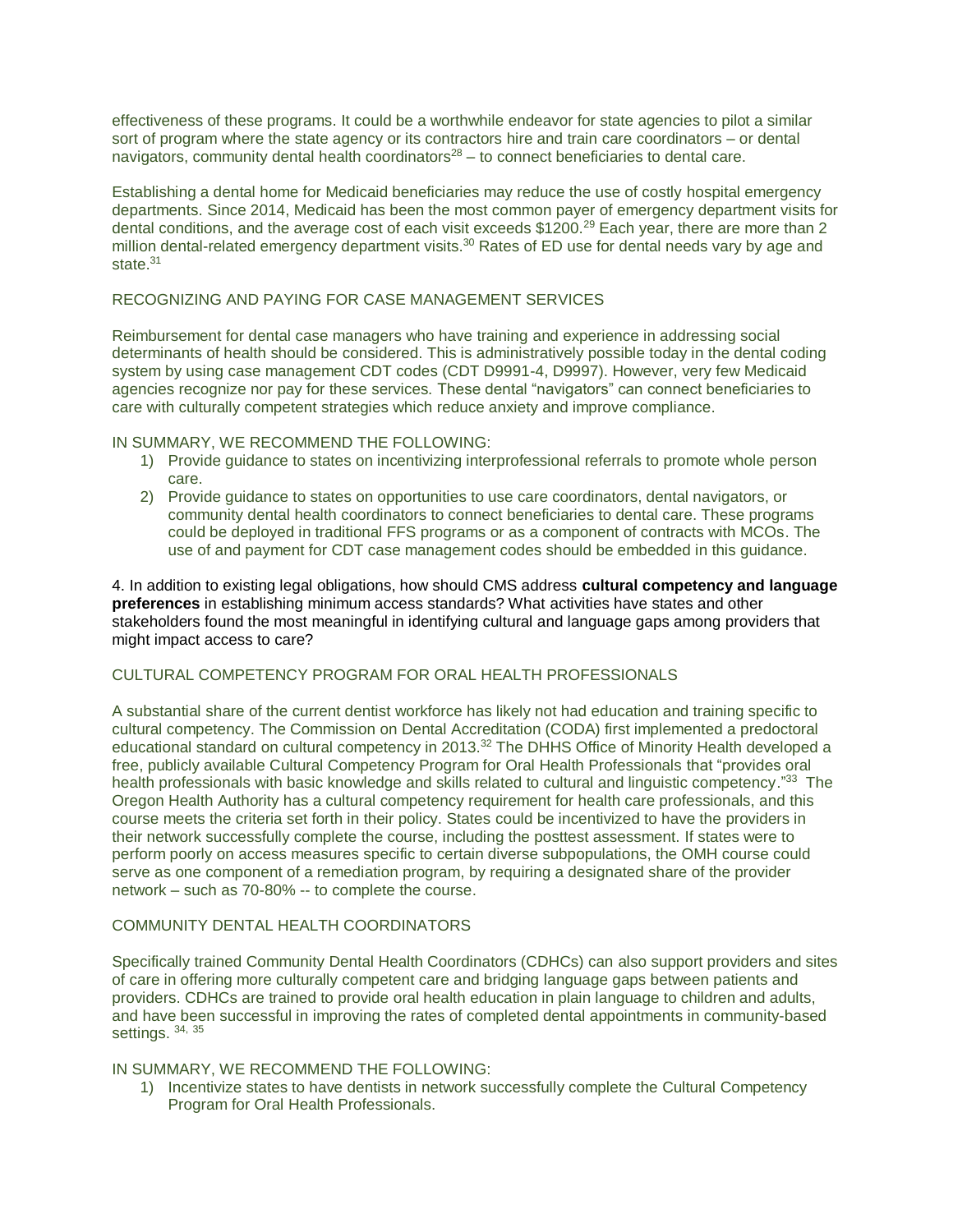effectiveness of these programs. It could be a worthwhile endeavor for state agencies to pilot a similar sort of program where the state agency or its contractors hire and train care coordinators – or dental navigators, community dental health coordinators[28] – to connect beneficiaries to dental care.

Establishing a dental home for Medicaid beneficiaries may reduce the use of costly hospital emergency departments. Since 2014, Medicaid has been the most common payer of emergency department visits for dental conditions, and the average cost of each visit exceeds $1200.[29] Each year, there are more than 2 million dental-related emergency department visits.[30] Rates of ED use for dental needs vary by age and state.[31]

### RECOGNIZING AND PAYING FOR CASE MANAGEMENT SERVICES

Reimbursement for dental case managers who have training and experience in addressing social determinants of health should be considered. This is administratively possible today in the dental coding system by using case management CDT codes (CDT D9991-4, D9997). However, very few Medicaid agencies recognize nor pay for these services. These dental "navigators" can connect beneficiaries to care with culturally competent strategies which reduce anxiety and improve compliance.

IN SUMMARY, WE RECOMMEND THE FOLLOWING:

1) Provide guidance to states on incentivizing interprofessional referrals to promote whole person care.
2) Provide guidance to states on opportunities to use care coordinators, dental navigators, or community dental health coordinators to connect beneficiaries to dental care. These programs could be deployed in traditional FFS programs or as a component of contracts with MCOs. The use of and payment for CDT case management codes should be embedded in this guidance.

4. In addition to existing legal obligations, how should CMS address **cultural competency and language preferences** in establishing minimum access standards? What activities have states and other stakeholders found the most meaningful in identifying cultural and language gaps among providers that might impact access to care?

### CULTURAL COMPETENCY PROGRAM FOR ORAL HEALTH PROFESSIONALS

A substantial share of the current dentist workforce has likely not had education and training specific to cultural competency. The Commission on Dental Accreditation (CODA) first implemented a predoctoral educational standard on cultural competency in 2013.[32] The DHHS Office of Minority Health developed a free, publicly available Cultural Competency Program for Oral Health Professionals that "provides oral health professionals with basic knowledge and skills related to cultural and linguistic competency."[33] The Oregon Health Authority has a cultural competency requirement for health care professionals, and this course meets the criteria set forth in their policy. States could be incentivized to have the providers in their network successfully complete the course, including the posttest assessment. If states were to perform poorly on access measures specific to certain diverse subpopulations, the OMH course could serve as one component of a remediation program, by requiring a designated share of the provider network – such as 70-80% -- to complete the course.

### COMMUNITY DENTAL HEALTH COORDINATORS

Specifically trained Community Dental Health Coordinators (CDHCs) can also support providers and sites of care in offering more culturally competent care and bridging language gaps between patients and providers. CDHCs are trained to provide oral health education in plain language to children and adults, and have been successful in improving the rates of completed dental appointments in community-based settings.[34, 35]

IN SUMMARY, WE RECOMMEND THE FOLLOWING:

1) Incentivize states to have dentists in network successfully complete the Cultural Competency Program for Oral Health Professionals.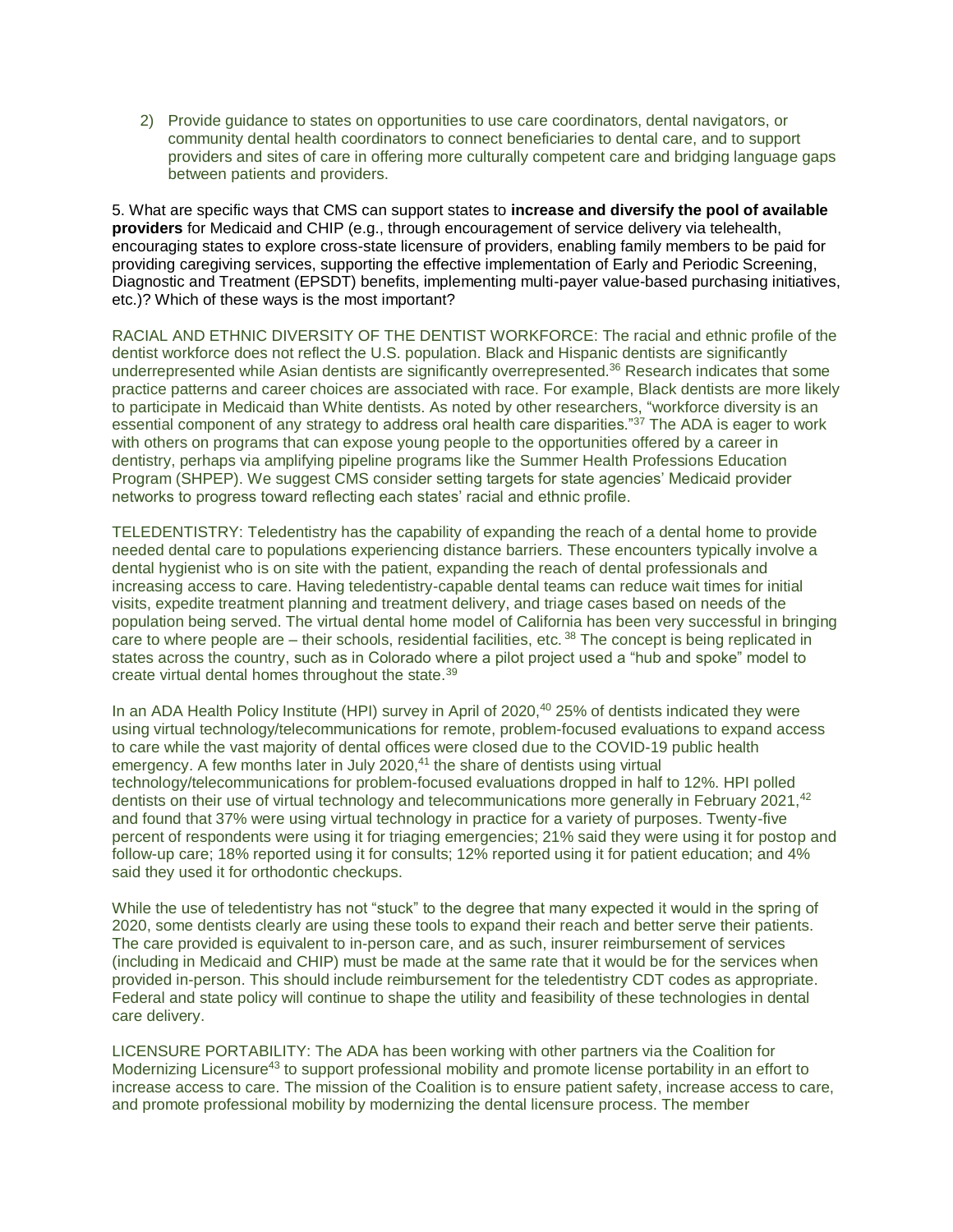2) Provide guidance to states on opportunities to use care coordinators, dental navigators, or community dental health coordinators to connect beneficiaries to dental care, and to support providers and sites of care in offering more culturally competent care and bridging language gaps between patients and providers.

5. What are specific ways that CMS can support states to **increase and diversify the pool of available providers** for Medicaid and CHIP (e.g., through encouragement of service delivery via telehealth, encouraging states to explore cross-state licensure of providers, enabling family members to be paid for providing caregiving services, supporting the effective implementation of Early and Periodic Screening, Diagnostic and Treatment (EPSDT) benefits, implementing multi-payer value-based purchasing initiatives, etc.)? Which of these ways is the most important?

RACIAL AND ETHNIC DIVERSITY OF THE DENTIST WORKFORCE: The racial and ethnic profile of the dentist workforce does not reflect the U.S. population. Black and Hispanic dentists are significantly underrepresented while Asian dentists are significantly overrepresented.[36] Research indicates that some practice patterns and career choices are associated with race. For example, Black dentists are more likely to participate in Medicaid than White dentists. As noted by other researchers, "workforce diversity is an essential component of any strategy to address oral health care disparities."[37] The ADA is eager to work with others on programs that can expose young people to the opportunities offered by a career in dentistry, perhaps via amplifying pipeline programs like the Summer Health Professions Education Program (SHPEP). We suggest CMS consider setting targets for state agencies' Medicaid provider networks to progress toward reflecting each states' racial and ethnic profile.

TELEDENTISTRY: Teledentistry has the capability of expanding the reach of a dental home to provide needed dental care to populations experiencing distance barriers. These encounters typically involve a dental hygienist who is on site with the patient, expanding the reach of dental professionals and increasing access to care. Having teledentistry-capable dental teams can reduce wait times for initial visits, expedite treatment planning and treatment delivery, and triage cases based on needs of the population being served. The virtual dental home model of California has been very successful in bringing care to where people are – their schools, residential facilities, etc.[38] The concept is being replicated in states across the country, such as in Colorado where a pilot project used a "hub and spoke" model to create virtual dental homes throughout the state.[39]

In an ADA Health Policy Institute (HPI) survey in April of 2020,[40] 25% of dentists indicated they were using virtual technology/telecommunications for remote, problem-focused evaluations to expand access to care while the vast majority of dental offices were closed due to the COVID-19 public health emergency. A few months later in July 2020,[41] the share of dentists using virtual technology/telecommunications for problem-focused evaluations dropped in half to 12%. HPI polled dentists on their use of virtual technology and telecommunications more generally in February 2021,[42] and found that 37% were using virtual technology in practice for a variety of purposes. Twenty-five percent of respondents were using it for triaging emergencies; 21% said they were using it for postop and follow-up care; 18% reported using it for consults; 12% reported using it for patient education; and 4% said they used it for orthodontic checkups.

While the use of teledentistry has not "stuck" to the degree that many expected it would in the spring of 2020, some dentists clearly are using these tools to expand their reach and better serve their patients. The care provided is equivalent to in-person care, and as such, insurer reimbursement of services (including in Medicaid and CHIP) must be made at the same rate that it would be for the services when provided in-person. This should include reimbursement for the teledentistry CDT codes as appropriate. Federal and state policy will continue to shape the utility and feasibility of these technologies in dental care delivery.

LICENSURE PORTABILITY: The ADA has been working with other partners via the Coalition for Modernizing Licensure[43] to support professional mobility and promote license portability in an effort to increase access to care. The mission of the Coalition is to ensure patient safety, increase access to care, and promote professional mobility by modernizing the dental licensure process. The member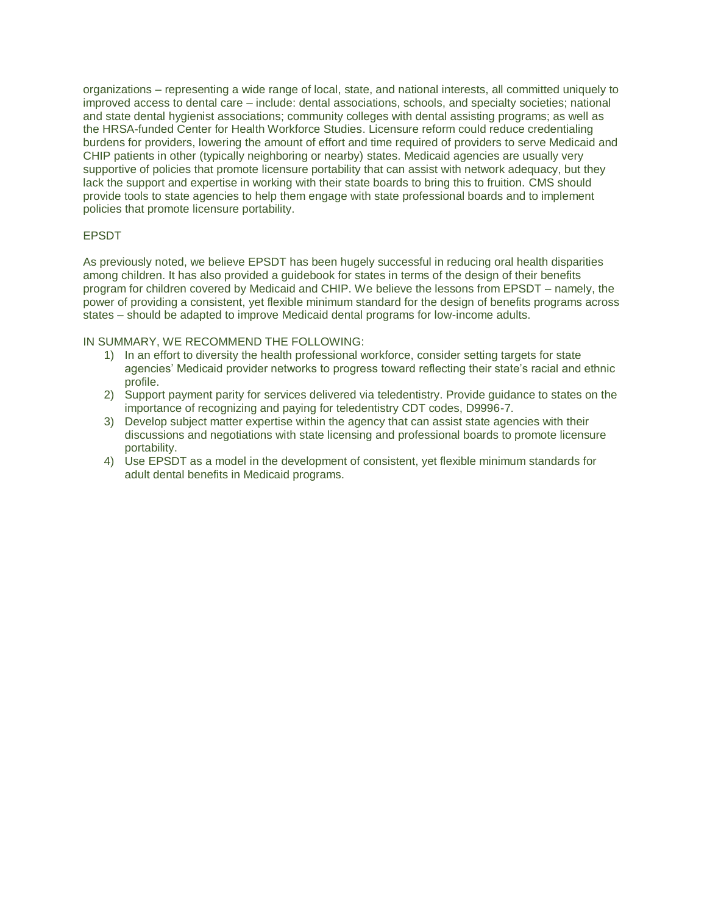organizations – representing a wide range of local, state, and national interests, all committed uniquely to improved access to dental care – include: dental associations, schools, and specialty societies; national and state dental hygienist associations; community colleges with dental assisting programs; as well as the HRSA-funded Center for Health Workforce Studies. Licensure reform could reduce credentialing burdens for providers, lowering the amount of effort and time required of providers to serve Medicaid and CHIP patients in other (typically neighboring or nearby) states. Medicaid agencies are usually very supportive of policies that promote licensure portability that can assist with network adequacy, but they lack the support and expertise in working with their state boards to bring this to fruition. CMS should provide tools to state agencies to help them engage with state professional boards and to implement policies that promote licensure portability.

EPSDT

As previously noted, we believe EPSDT has been hugely successful in reducing oral health disparities among children. It has also provided a guidebook for states in terms of the design of their benefits program for children covered by Medicaid and CHIP. We believe the lessons from EPSDT – namely, the power of providing a consistent, yet flexible minimum standard for the design of benefits programs across states – should be adapted to improve Medicaid dental programs for low-income adults.

IN SUMMARY, WE RECOMMEND THE FOLLOWING:

1) In an effort to diversity the health professional workforce, consider setting targets for state agencies' Medicaid provider networks to progress toward reflecting their state's racial and ethnic profile.
2) Support payment parity for services delivered via teledentistry. Provide guidance to states on the importance of recognizing and paying for teledentistry CDT codes, D9996-7.
3) Develop subject matter expertise within the agency that can assist state agencies with their discussions and negotiations with state licensing and professional boards to promote licensure portability.
4) Use EPSDT as a model in the development of consistent, yet flexible minimum standards for adult dental benefits in Medicaid programs.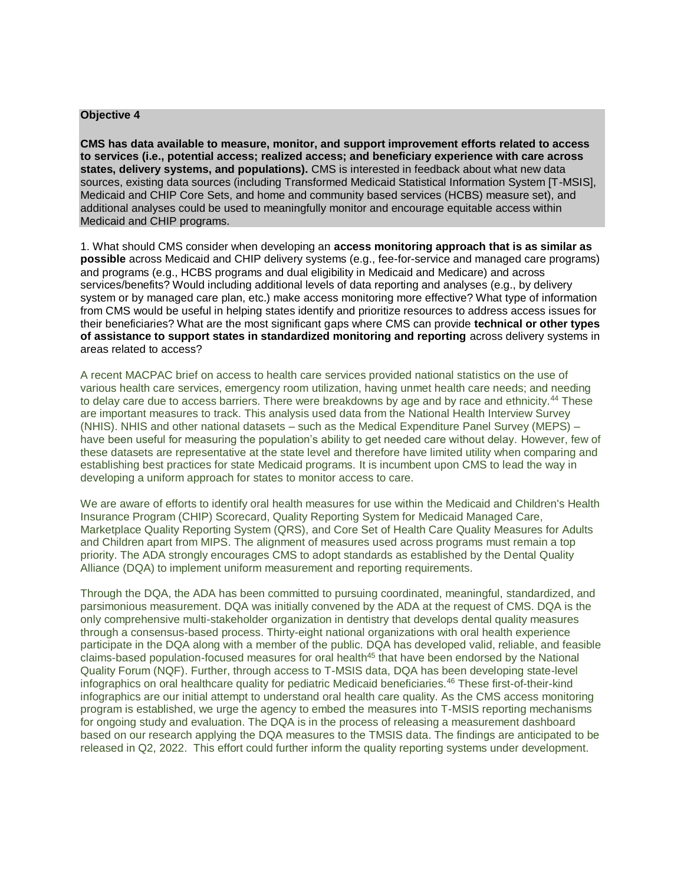**Objective 4**

**CMS has data available to measure, monitor, and support improvement efforts related to access to services (i.e., potential access; realized access; and beneficiary experience with care across states, delivery systems, and populations).** CMS is interested in feedback about what new data sources, existing data sources (including Transformed Medicaid Statistical Information System [T-MSIS], Medicaid and CHIP Core Sets, and home and community based services (HCBS) measure set), and additional analyses could be used to meaningfully monitor and encourage equitable access within Medicaid and CHIP programs.

1. What should CMS consider when developing an **access monitoring approach that is as similar as possible** across Medicaid and CHIP delivery systems (e.g., fee-for-service and managed care programs) and programs (e.g., HCBS programs and dual eligibility in Medicaid and Medicare) and across services/benefits? Would including additional levels of data reporting and analyses (e.g., by delivery system or by managed care plan, etc.) make access monitoring more effective? What type of information from CMS would be useful in helping states identify and prioritize resources to address access issues for their beneficiaries? What are the most significant gaps where CMS can provide **technical or other types of assistance to support states in standardized monitoring and reporting** across delivery systems in areas related to access?

A recent MACPAC brief on access to health care services provided national statistics on the use of various health care services, emergency room utilization, having unmet health care needs; and needing to delay care due to access barriers. There were breakdowns by age and by race and ethnicity.[44] These are important measures to track. This analysis used data from the National Health Interview Survey (NHIS). NHIS and other national datasets – such as the Medical Expenditure Panel Survey (MEPS) – have been useful for measuring the population's ability to get needed care without delay. However, few of these datasets are representative at the state level and therefore have limited utility when comparing and establishing best practices for state Medicaid programs. It is incumbent upon CMS to lead the way in developing a uniform approach for states to monitor access to care.

We are aware of efforts to identify oral health measures for use within the Medicaid and Children's Health Insurance Program (CHIP) Scorecard, Quality Reporting System for Medicaid Managed Care, Marketplace Quality Reporting System (QRS), and Core Set of Health Care Quality Measures for Adults and Children apart from MIPS. The alignment of measures used across programs must remain a top priority. The ADA strongly encourages CMS to adopt standards as established by the Dental Quality Alliance (DQA) to implement uniform measurement and reporting requirements.

Through the DQA, the ADA has been committed to pursuing coordinated, meaningful, standardized, and parsimonious measurement. DQA was initially convened by the ADA at the request of CMS. DQA is the only comprehensive multi-stakeholder organization in dentistry that develops dental quality measures through a consensus-based process. Thirty-eight national organizations with oral health experience participate in the DQA along with a member of the public. DQA has developed valid, reliable, and feasible claims-based population-focused measures for oral health[45] that have been endorsed by the National Quality Forum (NQF). Further, through access to T-MSIS data, DQA has been developing state-level infographics on oral healthcare quality for pediatric Medicaid beneficiaries.[46] These first-of-their-kind infographics are our initial attempt to understand oral health care quality. As the CMS access monitoring program is established, we urge the agency to embed the measures into T-MSIS reporting mechanisms for ongoing study and evaluation. The DQA is in the process of releasing a measurement dashboard based on our research applying the DQA measures to the TMSIS data. The findings are anticipated to be released in Q2, 2022. This effort could further inform the quality reporting systems under development.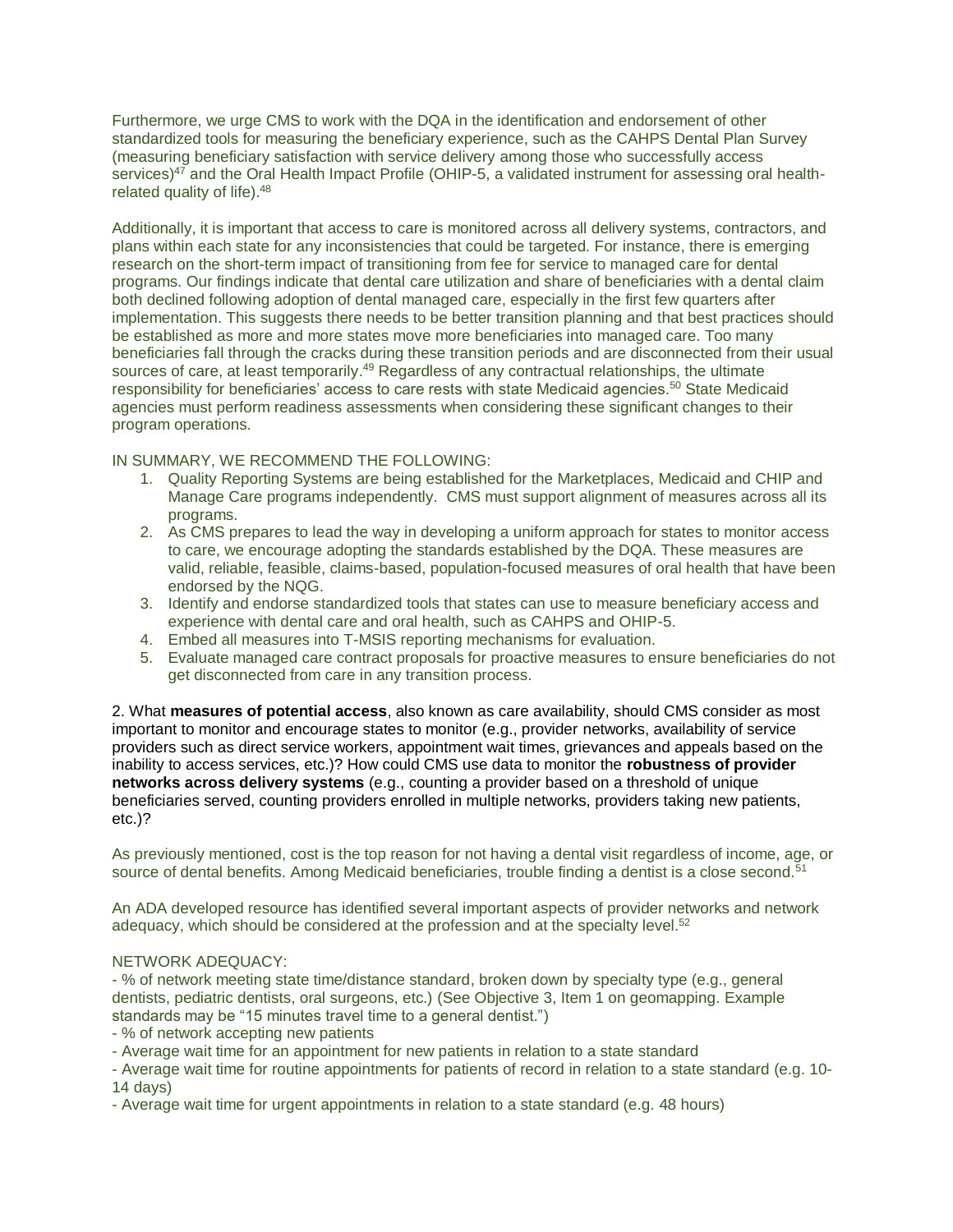Furthermore, we urge CMS to work with the DQA in the identification and endorsement of other standardized tools for measuring the beneficiary experience, such as the CAHPS Dental Plan Survey (measuring beneficiary satisfaction with service delivery among those who successfully access services)[47] and the Oral Health Impact Profile (OHIP-5, a validated instrument for assessing oral health-related quality of life).[48]

Additionally, it is important that access to care is monitored across all delivery systems, contractors, and plans within each state for any inconsistencies that could be targeted. For instance, there is emerging research on the short-term impact of transitioning from fee for service to managed care for dental programs. Our findings indicate that dental care utilization and share of beneficiaries with a dental claim both declined following adoption of dental managed care, especially in the first few quarters after implementation. This suggests there needs to be better transition planning and that best practices should be established as more and more states move more beneficiaries into managed care. Too many beneficiaries fall through the cracks during these transition periods and are disconnected from their usual sources of care, at least temporarily.[49] Regardless of any contractual relationships, the ultimate responsibility for beneficiaries' access to care rests with state Medicaid agencies.[50] State Medicaid agencies must perform readiness assessments when considering these significant changes to their program operations.

IN SUMMARY, WE RECOMMEND THE FOLLOWING:

1. Quality Reporting Systems are being established for the Marketplaces, Medicaid and CHIP and Manage Care programs independently. CMS must support alignment of measures across all its programs.
2. As CMS prepares to lead the way in developing a uniform approach for states to monitor access to care, we encourage adopting the standards established by the DQA. These measures are valid, reliable, feasible, claims-based, population-focused measures of oral health that have been endorsed by the NQG.
3. Identify and endorse standardized tools that states can use to measure beneficiary access and experience with dental care and oral health, such as CAHPS and OHIP-5.
4. Embed all measures into T-MSIS reporting mechanisms for evaluation.
5. Evaluate managed care contract proposals for proactive measures to ensure beneficiaries do not get disconnected from care in any transition process.

2. What **measures of potential access**, also known as care availability, should CMS consider as most important to monitor and encourage states to monitor (e.g., provider networks, availability of service providers such as direct service workers, appointment wait times, grievances and appeals based on the inability to access services, etc.)? How could CMS use data to monitor the **robustness of provider networks across delivery systems** (e.g., counting a provider based on a threshold of unique beneficiaries served, counting providers enrolled in multiple networks, providers taking new patients, etc.)?

As previously mentioned, cost is the top reason for not having a dental visit regardless of income, age, or source of dental benefits. Among Medicaid beneficiaries, trouble finding a dentist is a close second.[51]

An ADA developed resource has identified several important aspects of provider networks and network adequacy, which should be considered at the profession and at the specialty level.[52]

NETWORK ADEQUACY:

- % of network meeting state time/distance standard, broken down by specialty type (e.g., general dentists, pediatric dentists, oral surgeons, etc.) (See Objective 3, Item 1 on geomapping. Example standards may be "15 minutes travel time to a general dentist.")
- % of network accepting new patients
- Average wait time for an appointment for new patients in relation to a state standard
- Average wait time for routine appointments for patients of record in relation to a state standard (e.g. 10-14 days)
- Average wait time for urgent appointments in relation to a state standard (e.g. 48 hours)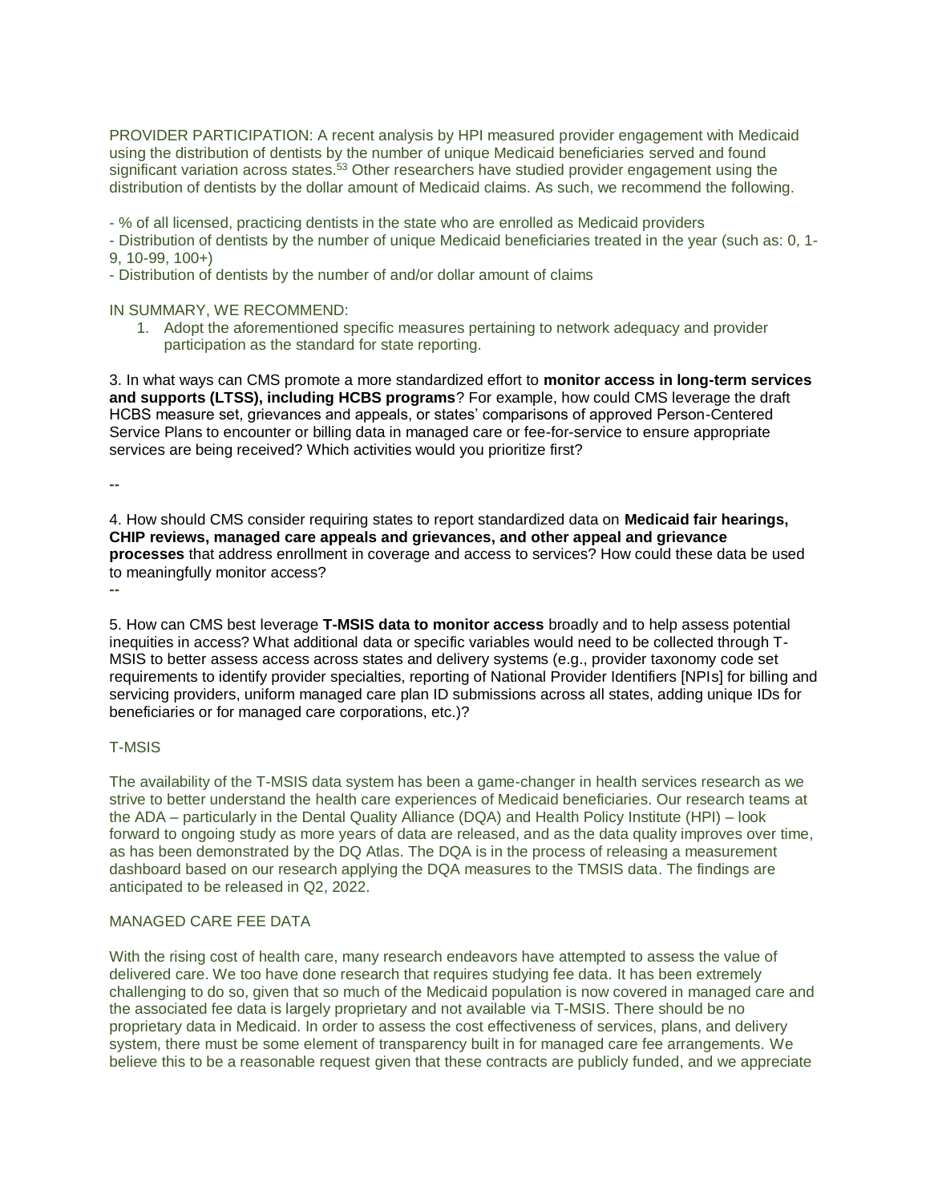PROVIDER PARTICIPATION: A recent analysis by HPI measured provider engagement with Medicaid using the distribution of dentists by the number of unique Medicaid beneficiaries served and found significant variation across states.[53] Other researchers have studied provider engagement using the distribution of dentists by the dollar amount of Medicaid claims. As such, we recommend the following.

- % of all licensed, practicing dentists in the state who are enrolled as Medicaid providers
- Distribution of dentists by the number of unique Medicaid beneficiaries treated in the year (such as: 0, 1-9, 10-99, 100+)
- Distribution of dentists by the number of and/or dollar amount of claims

IN SUMMARY, WE RECOMMEND:

1. Adopt the aforementioned specific measures pertaining to network adequacy and provider participation as the standard for state reporting.

3. In what ways can CMS promote a more standardized effort to **monitor access in long-term services and supports (LTSS), including HCBS programs**? For example, how could CMS leverage the draft HCBS measure set, grievances and appeals, or states' comparisons of approved Person-Centered Service Plans to encounter or billing data in managed care or fee-for-service to ensure appropriate services are being received? Which activities would you prioritize first?

--

4. How should CMS consider requiring states to report standardized data on **Medicaid fair hearings, CHIP reviews, managed care appeals and grievances, and other appeal and grievance processes** that address enrollment in coverage and access to services? How could these data be used to meaningfully monitor access?

--

5. How can CMS best leverage **T-MSIS data to monitor access** broadly and to help assess potential inequities in access? What additional data or specific variables would need to be collected through T-MSIS to better assess access across states and delivery systems (e.g., provider taxonomy code set requirements to identify provider specialties, reporting of National Provider Identifiers [NPIs] for billing and servicing providers, uniform managed care plan ID submissions across all states, adding unique IDs for beneficiaries or for managed care corporations, etc.)?

T-MSIS

The availability of the T-MSIS data system has been a game-changer in health services research as we strive to better understand the health care experiences of Medicaid beneficiaries. Our research teams at the ADA – particularly in the Dental Quality Alliance (DQA) and Health Policy Institute (HPI) – look forward to ongoing study as more years of data are released, and as the data quality improves over time, as has been demonstrated by the DQ Atlas. The DQA is in the process of releasing a measurement dashboard based on our research applying the DQA measures to the TMSIS data. The findings are anticipated to be released in Q2, 2022.

MANAGED CARE FEE DATA

With the rising cost of health care, many research endeavors have attempted to assess the value of delivered care. We too have done research that requires studying fee data. It has been extremely challenging to do so, given that so much of the Medicaid population is now covered in managed care and the associated fee data is largely proprietary and not available via T-MSIS. There should be no proprietary data in Medicaid. In order to assess the cost effectiveness of services, plans, and delivery system, there must be some element of transparency built in for managed care fee arrangements. We believe this to be a reasonable request given that these contracts are publicly funded, and we appreciate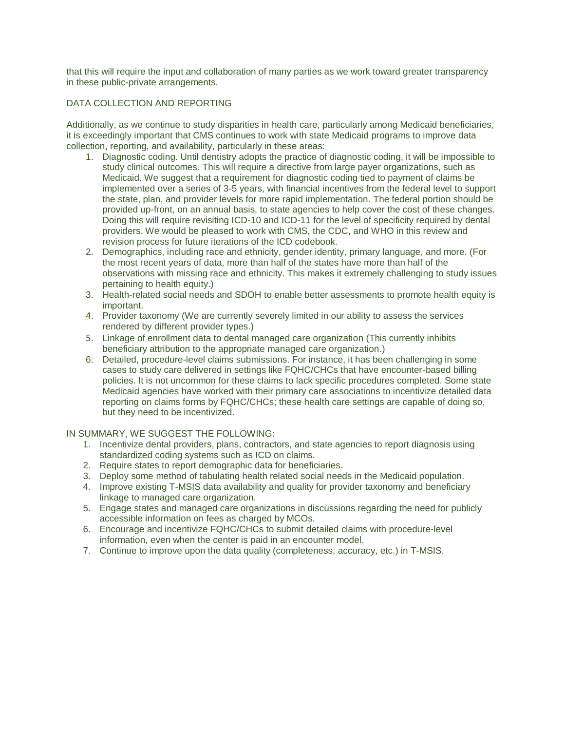that this will require the input and collaboration of many parties as we work toward greater transparency in these public-private arrangements.

## DATA COLLECTION AND REPORTING

Additionally, as we continue to study disparities in health care, particularly among Medicaid beneficiaries, it is exceedingly important that CMS continues to work with state Medicaid programs to improve data collection, reporting, and availability, particularly in these areas:

1. Diagnostic coding. Until dentistry adopts the practice of diagnostic coding, it will be impossible to study clinical outcomes. This will require a directive from large payer organizations, such as Medicaid. We suggest that a requirement for diagnostic coding tied to payment of claims be implemented over a series of 3-5 years, with financial incentives from the federal level to support the state, plan, and provider levels for more rapid implementation. The federal portion should be provided up-front, on an annual basis, to state agencies to help cover the cost of these changes. Doing this will require revisiting ICD-10 and ICD-11 for the level of specificity required by dental providers. We would be pleased to work with CMS, the CDC, and WHO in this review and revision process for future iterations of the ICD codebook.
2. Demographics, including race and ethnicity, gender identity, primary language, and more. (For the most recent years of data, more than half of the states have more than half of the observations with missing race and ethnicity. This makes it extremely challenging to study issues pertaining to health equity.)
3. Health-related social needs and SDOH to enable better assessments to promote health equity is important.
4. Provider taxonomy (We are currently severely limited in our ability to assess the services rendered by different provider types.)
5. Linkage of enrollment data to dental managed care organization (This currently inhibits beneficiary attribution to the appropriate managed care organization.)
6. Detailed, procedure-level claims submissions. For instance, it has been challenging in some cases to study care delivered in settings like FQHC/CHCs that have encounter-based billing policies. It is not uncommon for these claims to lack specific procedures completed. Some state Medicaid agencies have worked with their primary care associations to incentivize detailed data reporting on claims forms by FQHC/CHCs; these health care settings are capable of doing so, but they need to be incentivized.

## IN SUMMARY, WE SUGGEST THE FOLLOWING:

1. Incentivize dental providers, plans, contractors, and state agencies to report diagnosis using standardized coding systems such as ICD on claims.
2. Require states to report demographic data for beneficiaries.
3. Deploy some method of tabulating health related social needs in the Medicaid population.
4. Improve existing T-MSIS data availability and quality for provider taxonomy and beneficiary linkage to managed care organization.
5. Engage states and managed care organizations in discussions regarding the need for publicly accessible information on fees as charged by MCOs.
6. Encourage and incentivize FQHC/CHCs to submit detailed claims with procedure-level information, even when the center is paid in an encounter model.
7. Continue to improve upon the data quality (completeness, accuracy, etc.) in T-MSIS.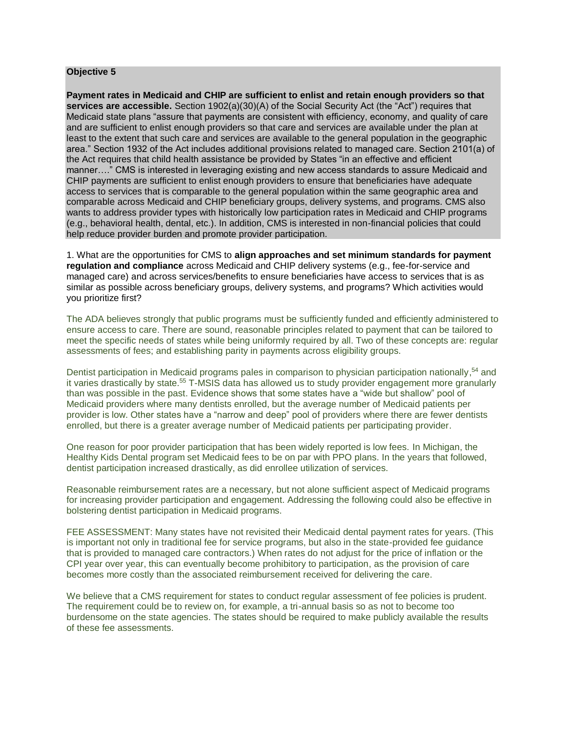**Objective 5**

**Payment rates in Medicaid and CHIP are sufficient to enlist and retain enough providers so that services are accessible.** Section 1902(a)(30)(A) of the Social Security Act (the "Act") requires that Medicaid state plans "assure that payments are consistent with efficiency, economy, and quality of care and are sufficient to enlist enough providers so that care and services are available under the plan at least to the extent that such care and services are available to the general population in the geographic area." Section 1932 of the Act includes additional provisions related to managed care. Section 2101(a) of the Act requires that child health assistance be provided by States "in an effective and efficient manner…." CMS is interested in leveraging existing and new access standards to assure Medicaid and CHIP payments are sufficient to enlist enough providers to ensure that beneficiaries have adequate access to services that is comparable to the general population within the same geographic area and comparable across Medicaid and CHIP beneficiary groups, delivery systems, and programs. CMS also wants to address provider types with historically low participation rates in Medicaid and CHIP programs (e.g., behavioral health, dental, etc.). In addition, CMS is interested in non-financial policies that could help reduce provider burden and promote provider participation.

1. What are the opportunities for CMS to **align approaches and set minimum standards for payment regulation and compliance** across Medicaid and CHIP delivery systems (e.g., fee-for-service and managed care) and across services/benefits to ensure beneficiaries have access to services that is as similar as possible across beneficiary groups, delivery systems, and programs? Which activities would you prioritize first?

The ADA believes strongly that public programs must be sufficiently funded and efficiently administered to ensure access to care. There are sound, reasonable principles related to payment that can be tailored to meet the specific needs of states while being uniformly required by all. Two of these concepts are: regular assessments of fees; and establishing parity in payments across eligibility groups.

Dentist participation in Medicaid programs pales in comparison to physician participation nationally,[54] and it varies drastically by state.[55] T-MSIS data has allowed us to study provider engagement more granularly than was possible in the past. Evidence shows that some states have a "wide but shallow" pool of Medicaid providers where many dentists enrolled, but the average number of Medicaid patients per provider is low. Other states have a "narrow and deep" pool of providers where there are fewer dentists enrolled, but there is a greater average number of Medicaid patients per participating provider.

One reason for poor provider participation that has been widely reported is low fees. In Michigan, the Healthy Kids Dental program set Medicaid fees to be on par with PPO plans. In the years that followed, dentist participation increased drastically, as did enrollee utilization of services.

Reasonable reimbursement rates are a necessary, but not alone sufficient aspect of Medicaid programs for increasing provider participation and engagement. Addressing the following could also be effective in bolstering dentist participation in Medicaid programs.

FEE ASSESSMENT: Many states have not revisited their Medicaid dental payment rates for years. (This is important not only in traditional fee for service programs, but also in the state-provided fee guidance that is provided to managed care contractors.) When rates do not adjust for the price of inflation or the CPI year over year, this can eventually become prohibitory to participation, as the provision of care becomes more costly than the associated reimbursement received for delivering the care.

We believe that a CMS requirement for states to conduct regular assessment of fee policies is prudent. The requirement could be to review on, for example, a tri-annual basis so as not to become too burdensome on the state agencies. The states should be required to make publicly available the results of these fee assessments.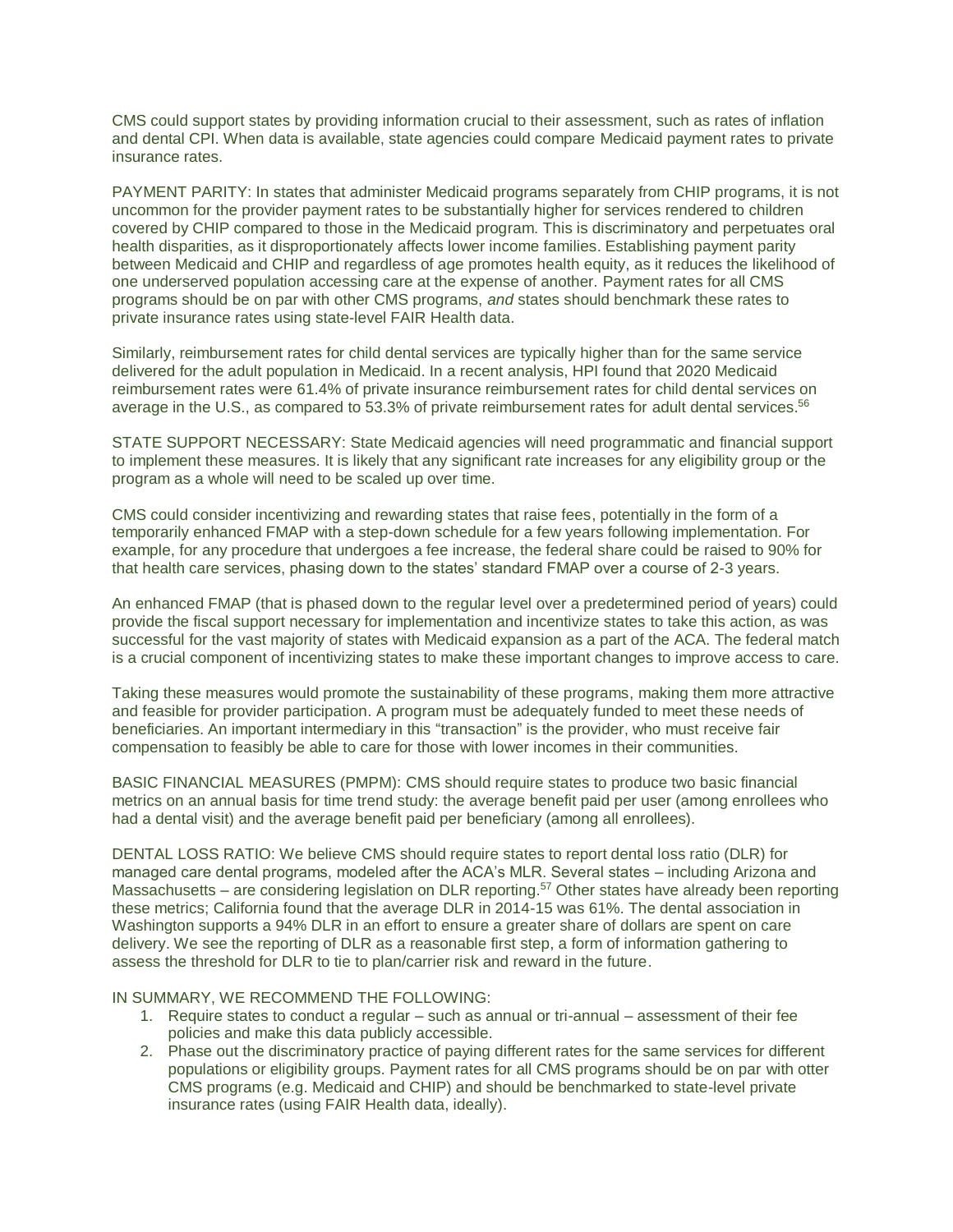CMS could support states by providing information crucial to their assessment, such as rates of inflation and dental CPI. When data is available, state agencies could compare Medicaid payment rates to private insurance rates.

PAYMENT PARITY: In states that administer Medicaid programs separately from CHIP programs, it is not uncommon for the provider payment rates to be substantially higher for services rendered to children covered by CHIP compared to those in the Medicaid program. This is discriminatory and perpetuates oral health disparities, as it disproportionately affects lower income families. Establishing payment parity between Medicaid and CHIP and regardless of age promotes health equity, as it reduces the likelihood of one underserved population accessing care at the expense of another. Payment rates for all CMS programs should be on par with other CMS programs, *and* states should benchmark these rates to private insurance rates using state-level FAIR Health data.

Similarly, reimbursement rates for child dental services are typically higher than for the same service delivered for the adult population in Medicaid. In a recent analysis, HPI found that 2020 Medicaid reimbursement rates were 61.4% of private insurance reimbursement rates for child dental services on average in the U.S., as compared to 53.3% of private reimbursement rates for adult dental services.[56]

STATE SUPPORT NECESSARY: State Medicaid agencies will need programmatic and financial support to implement these measures. It is likely that any significant rate increases for any eligibility group or the program as a whole will need to be scaled up over time.

CMS could consider incentivizing and rewarding states that raise fees, potentially in the form of a temporarily enhanced FMAP with a step-down schedule for a few years following implementation. For example, for any procedure that undergoes a fee increase, the federal share could be raised to 90% for that health care services, phasing down to the states' standard FMAP over a course of 2-3 years.

An enhanced FMAP (that is phased down to the regular level over a predetermined period of years) could provide the fiscal support necessary for implementation and incentivize states to take this action, as was successful for the vast majority of states with Medicaid expansion as a part of the ACA. The federal match is a crucial component of incentivizing states to make these important changes to improve access to care.

Taking these measures would promote the sustainability of these programs, making them more attractive and feasible for provider participation. A program must be adequately funded to meet these needs of beneficiaries. An important intermediary in this "transaction" is the provider, who must receive fair compensation to feasibly be able to care for those with lower incomes in their communities.

BASIC FINANCIAL MEASURES (PMPM): CMS should require states to produce two basic financial metrics on an annual basis for time trend study: the average benefit paid per user (among enrollees who had a dental visit) and the average benefit paid per beneficiary (among all enrollees).

DENTAL LOSS RATIO: We believe CMS should require states to report dental loss ratio (DLR) for managed care dental programs, modeled after the ACA's MLR. Several states – including Arizona and Massachusetts – are considering legislation on DLR reporting.[57] Other states have already been reporting these metrics; California found that the average DLR in 2014-15 was 61%. The dental association in Washington supports a 94% DLR in an effort to ensure a greater share of dollars are spent on care delivery. We see the reporting of DLR as a reasonable first step, a form of information gathering to assess the threshold for DLR to tie to plan/carrier risk and reward in the future.

IN SUMMARY, WE RECOMMEND THE FOLLOWING:

1. Require states to conduct a regular – such as annual or tri-annual – assessment of their fee policies and make this data publicly accessible.
2. Phase out the discriminatory practice of paying different rates for the same services for different populations or eligibility groups. Payment rates for all CMS programs should be on par with otter CMS programs (e.g. Medicaid and CHIP) and should be benchmarked to state-level private insurance rates (using FAIR Health data, ideally).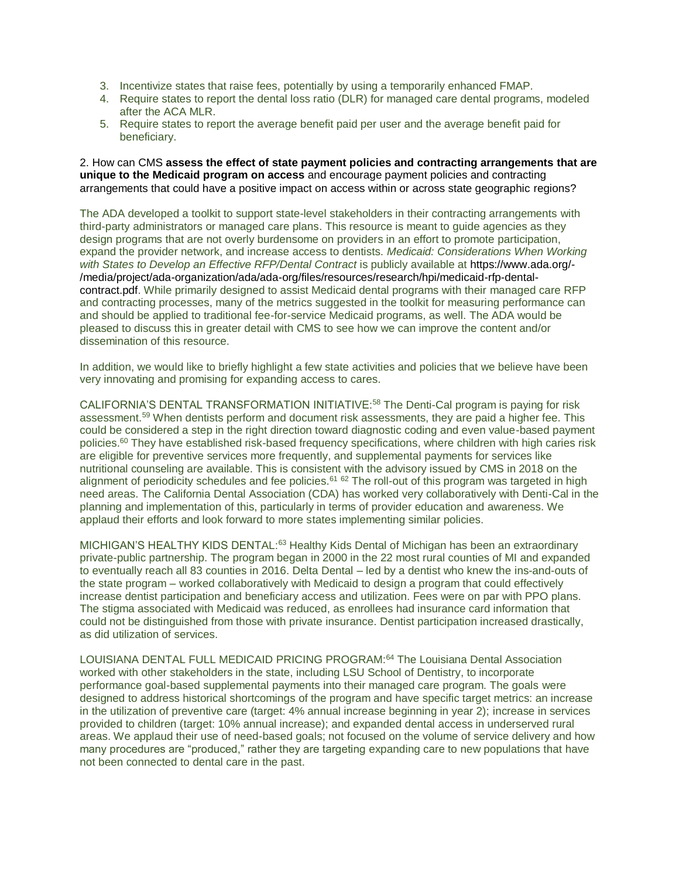3. Incentivize states that raise fees, potentially by using a temporarily enhanced FMAP.
4. Require states to report the dental loss ratio (DLR) for managed care dental programs, modeled after the ACA MLR.
5. Require states to report the average benefit paid per user and the average benefit paid for beneficiary.

2. How can CMS **assess the effect of state payment policies and contracting arrangements that are unique to the Medicaid program on access** and encourage payment policies and contracting arrangements that could have a positive impact on access within or across state geographic regions?

The ADA developed a toolkit to support state-level stakeholders in their contracting arrangements with third-party administrators or managed care plans. This resource is meant to guide agencies as they design programs that are not overly burdensome on providers in an effort to promote participation, expand the provider network, and increase access to dentists. *Medicaid: Considerations When Working with States to Develop an Effective RFP/Dental Contract* is publicly available at https://www.ada.org/-/media/project/ada-organization/ada/ada-org/files/resources/research/hpi/medicaid-rfp-dental-contract.pdf. While primarily designed to assist Medicaid dental programs with their managed care RFP and contracting processes, many of the metrics suggested in the toolkit for measuring performance can and should be applied to traditional fee-for-service Medicaid programs, as well. The ADA would be pleased to discuss this in greater detail with CMS to see how we can improve the content and/or dissemination of this resource.

In addition, we would like to briefly highlight a few state activities and policies that we believe have been very innovating and promising for expanding access to cares.

CALIFORNIA'S DENTAL TRANSFORMATION INITIATIVE:[58] The Denti-Cal program is paying for risk assessment.[59] When dentists perform and document risk assessments, they are paid a higher fee. This could be considered a step in the right direction toward diagnostic coding and even value-based payment policies.[60] They have established risk-based frequency specifications, where children with high caries risk are eligible for preventive services more frequently, and supplemental payments for services like nutritional counseling are available. This is consistent with the advisory issued by CMS in 2018 on the alignment of periodicity schedules and fee policies.[61] [62] The roll-out of this program was targeted in high need areas. The California Dental Association (CDA) has worked very collaboratively with Denti-Cal in the planning and implementation of this, particularly in terms of provider education and awareness. We applaud their efforts and look forward to more states implementing similar policies.

MICHIGAN'S HEALTHY KIDS DENTAL:[63] Healthy Kids Dental of Michigan has been an extraordinary private-public partnership. The program began in 2000 in the 22 most rural counties of MI and expanded to eventually reach all 83 counties in 2016. Delta Dental – led by a dentist who knew the ins-and-outs of the state program – worked collaboratively with Medicaid to design a program that could effectively increase dentist participation and beneficiary access and utilization. Fees were on par with PPO plans. The stigma associated with Medicaid was reduced, as enrollees had insurance card information that could not be distinguished from those with private insurance. Dentist participation increased drastically, as did utilization of services.

LOUISIANA DENTAL FULL MEDICAID PRICING PROGRAM:[64] The Louisiana Dental Association worked with other stakeholders in the state, including LSU School of Dentistry, to incorporate performance goal-based supplemental payments into their managed care program. The goals were designed to address historical shortcomings of the program and have specific target metrics: an increase in the utilization of preventive care (target: 4% annual increase beginning in year 2); increase in services provided to children (target: 10% annual increase); and expanded dental access in underserved rural areas. We applaud their use of need-based goals; not focused on the volume of service delivery and how many procedures are "produced," rather they are targeting expanding care to new populations that have not been connected to dental care in the past.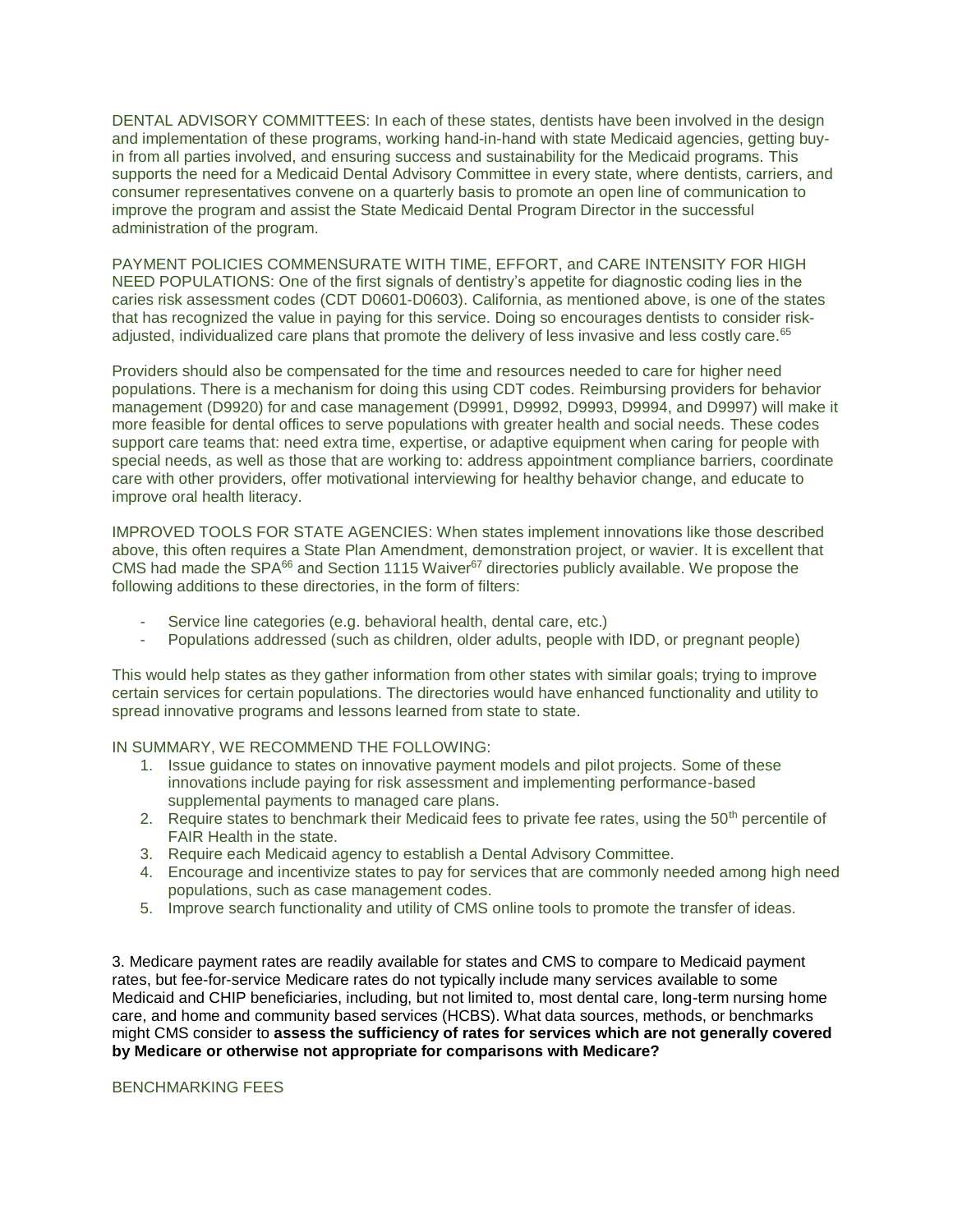DENTAL ADVISORY COMMITTEES: In each of these states, dentists have been involved in the design and implementation of these programs, working hand-in-hand with state Medicaid agencies, getting buy-in from all parties involved, and ensuring success and sustainability for the Medicaid programs. This supports the need for a Medicaid Dental Advisory Committee in every state, where dentists, carriers, and consumer representatives convene on a quarterly basis to promote an open line of communication to improve the program and assist the State Medicaid Dental Program Director in the successful administration of the program.

PAYMENT POLICIES COMMENSURATE WITH TIME, EFFORT, and CARE INTENSITY FOR HIGH NEED POPULATIONS: One of the first signals of dentistry's appetite for diagnostic coding lies in the caries risk assessment codes (CDT D0601-D0603). California, as mentioned above, is one of the states that has recognized the value in paying for this service. Doing so encourages dentists to consider risk-adjusted, individualized care plans that promote the delivery of less invasive and less costly care.[65]

Providers should also be compensated for the time and resources needed to care for higher need populations. There is a mechanism for doing this using CDT codes. Reimbursing providers for behavior management (D9920) for and case management (D9991, D9992, D9993, D9994, and D9997) will make it more feasible for dental offices to serve populations with greater health and social needs. These codes support care teams that: need extra time, expertise, or adaptive equipment when caring for people with special needs, as well as those that are working to: address appointment compliance barriers, coordinate care with other providers, offer motivational interviewing for healthy behavior change, and educate to improve oral health literacy.

IMPROVED TOOLS FOR STATE AGENCIES: When states implement innovations like those described above, this often requires a State Plan Amendment, demonstration project, or wavier. It is excellent that CMS had made the SPA[66] and Section 1115 Waiver[67] directories publicly available. We propose the following additions to these directories, in the form of filters:

- Service line categories (e.g. behavioral health, dental care, etc.)
- Populations addressed (such as children, older adults, people with IDD, or pregnant people)

This would help states as they gather information from other states with similar goals; trying to improve certain services for certain populations. The directories would have enhanced functionality and utility to spread innovative programs and lessons learned from state to state.

IN SUMMARY, WE RECOMMEND THE FOLLOWING:

1. Issue guidance to states on innovative payment models and pilot projects. Some of these innovations include paying for risk assessment and implementing performance-based supplemental payments to managed care plans.
2. Require states to benchmark their Medicaid fees to private fee rates, using the 50th percentile of FAIR Health in the state.
3. Require each Medicaid agency to establish a Dental Advisory Committee.
4. Encourage and incentivize states to pay for services that are commonly needed among high need populations, such as case management codes.
5. Improve search functionality and utility of CMS online tools to promote the transfer of ideas.

3. Medicare payment rates are readily available for states and CMS to compare to Medicaid payment rates, but fee-for-service Medicare rates do not typically include many services available to some Medicaid and CHIP beneficiaries, including, but not limited to, most dental care, long-term nursing home care, and home and community based services (HCBS). What data sources, methods, or benchmarks might CMS consider to **assess the sufficiency of rates for services which are not generally covered by Medicare or otherwise not appropriate for comparisons with Medicare?**

BENCHMARKING FEES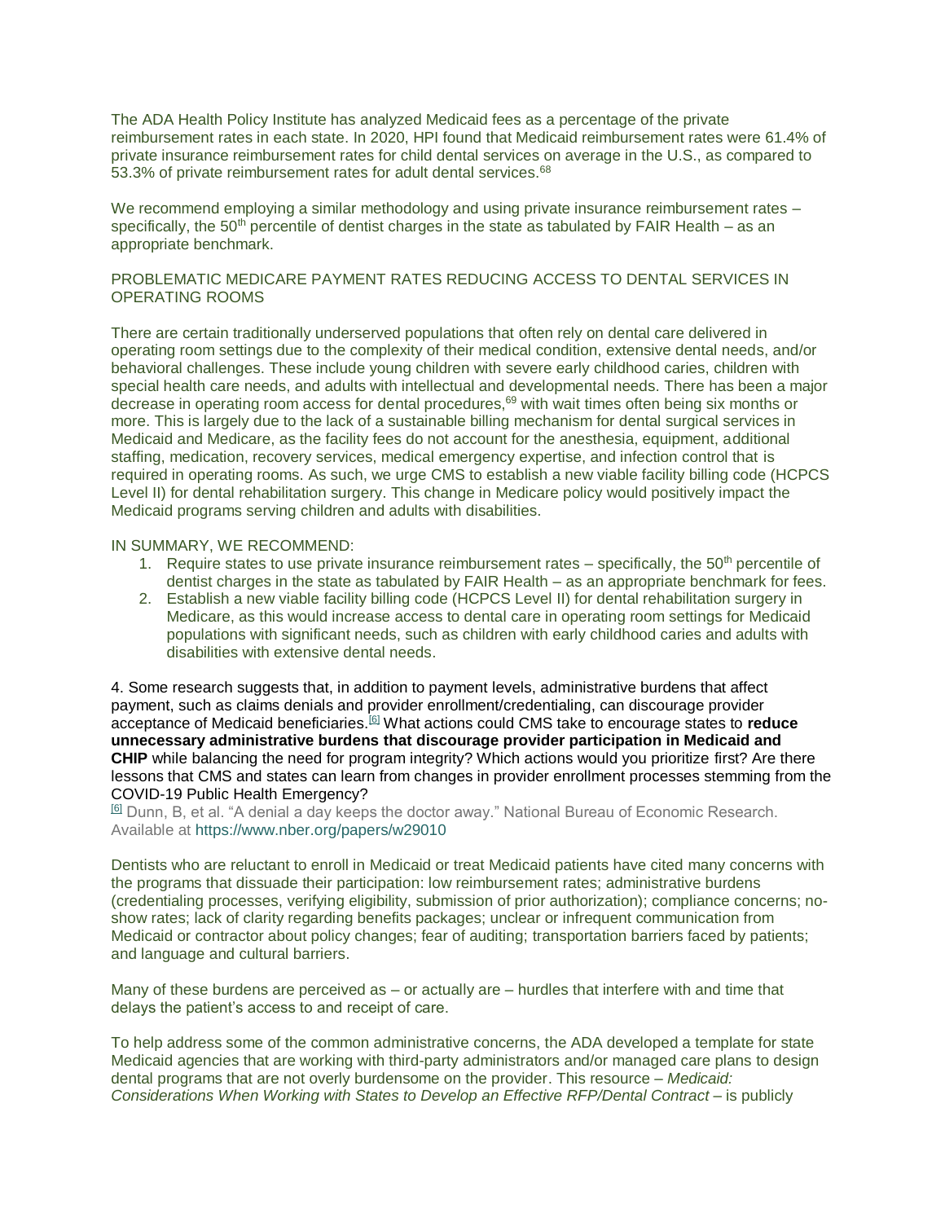The ADA Health Policy Institute has analyzed Medicaid fees as a percentage of the private reimbursement rates in each state. In 2020, HPI found that Medicaid reimbursement rates were 61.4% of private insurance reimbursement rates for child dental services on average in the U.S., as compared to 53.3% of private reimbursement rates for adult dental services.[68]

We recommend employing a similar methodology and using private insurance reimbursement rates – specifically, the 50th percentile of dentist charges in the state as tabulated by FAIR Health – as an appropriate benchmark.

PROBLEMATIC MEDICARE PAYMENT RATES REDUCING ACCESS TO DENTAL SERVICES IN OPERATING ROOMS

There are certain traditionally underserved populations that often rely on dental care delivered in operating room settings due to the complexity of their medical condition, extensive dental needs, and/or behavioral challenges. These include young children with severe early childhood caries, children with special health care needs, and adults with intellectual and developmental needs. There has been a major decrease in operating room access for dental procedures,[69] with wait times often being six months or more. This is largely due to the lack of a sustainable billing mechanism for dental surgical services in Medicaid and Medicare, as the facility fees do not account for the anesthesia, equipment, additional staffing, medication, recovery services, medical emergency expertise, and infection control that is required in operating rooms. As such, we urge CMS to establish a new viable facility billing code (HCPCS Level II) for dental rehabilitation surgery. This change in Medicare policy would positively impact the Medicaid programs serving children and adults with disabilities.

IN SUMMARY, WE RECOMMEND:

1. Require states to use private insurance reimbursement rates – specifically, the 50th percentile of dentist charges in the state as tabulated by FAIR Health – as an appropriate benchmark for fees.
2. Establish a new viable facility billing code (HCPCS Level II) for dental rehabilitation surgery in Medicare, as this would increase access to dental care in operating room settings for Medicaid populations with significant needs, such as children with early childhood caries and adults with disabilities with extensive dental needs.

4. Some research suggests that, in addition to payment levels, administrative burdens that affect payment, such as claims denials and provider enrollment/credentialing, can discourage provider acceptance of Medicaid beneficiaries.[6] What actions could CMS take to encourage states to **reduce unnecessary administrative burdens that discourage provider participation in Medicaid and CHIP** while balancing the need for program integrity? Which actions would you prioritize first? Are there lessons that CMS and states can learn from changes in provider enrollment processes stemming from the COVID-19 Public Health Emergency?

[6] Dunn, B, et al. "A denial a day keeps the doctor away." National Bureau of Economic Research. Available at https://www.nber.org/papers/w29010

Dentists who are reluctant to enroll in Medicaid or treat Medicaid patients have cited many concerns with the programs that dissuade their participation: low reimbursement rates; administrative burdens (credentialing processes, verifying eligibility, submission of prior authorization); compliance concerns; no-show rates; lack of clarity regarding benefits packages; unclear or infrequent communication from Medicaid or contractor about policy changes; fear of auditing; transportation barriers faced by patients; and language and cultural barriers.

Many of these burdens are perceived as – or actually are – hurdles that interfere with and time that delays the patient's access to and receipt of care.

To help address some of the common administrative concerns, the ADA developed a template for state Medicaid agencies that are working with third-party administrators and/or managed care plans to design dental programs that are not overly burdensome on the provider. This resource – *Medicaid: Considerations When Working with States to Develop an Effective RFP/Dental Contract* – is publicly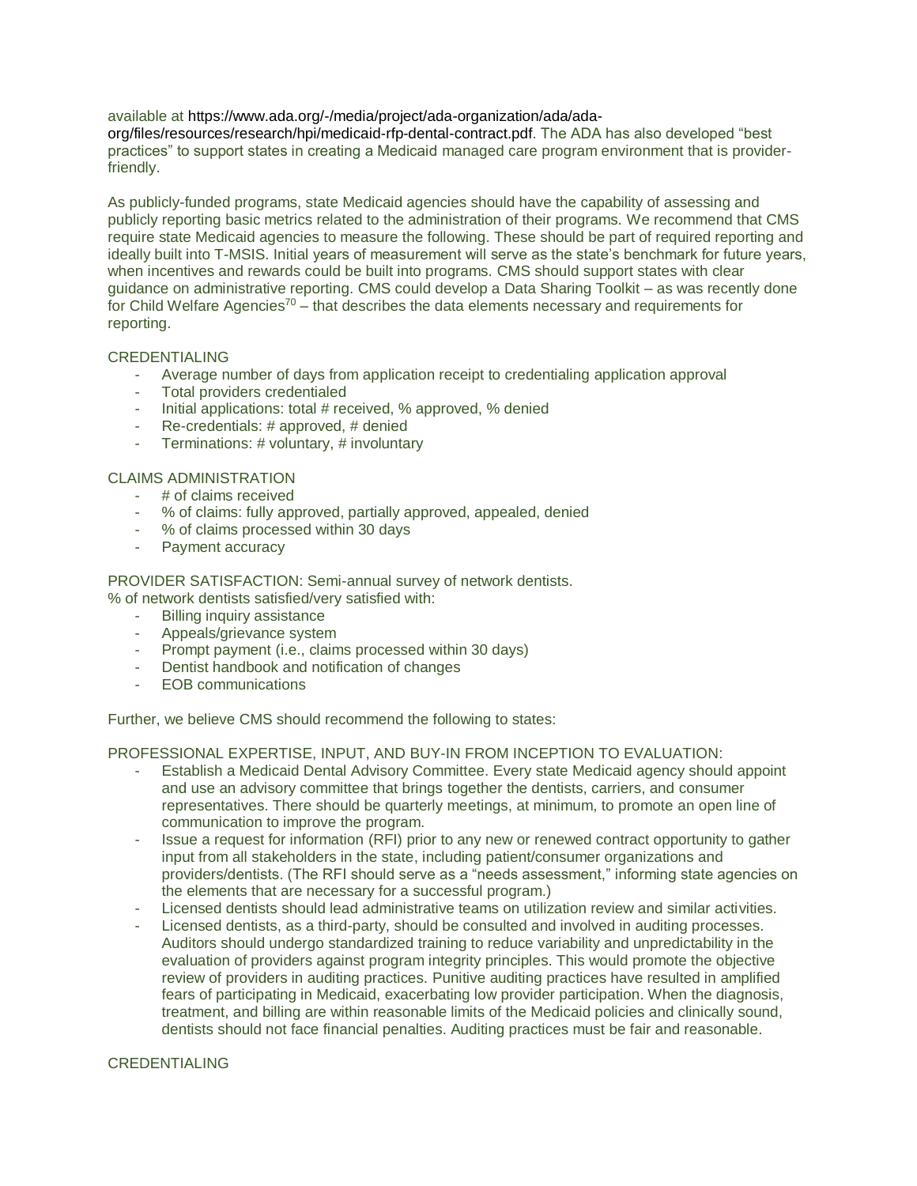available at https://www.ada.org/-/media/project/ada-organization/ada/ada-org/files/resources/research/hpi/medicaid-rfp-dental-contract.pdf. The ADA has also developed "best practices" to support states in creating a Medicaid managed care program environment that is provider-friendly.

As publicly-funded programs, state Medicaid agencies should have the capability of assessing and publicly reporting basic metrics related to the administration of their programs. We recommend that CMS require state Medicaid agencies to measure the following. These should be part of required reporting and ideally built into T-MSIS. Initial years of measurement will serve as the state's benchmark for future years, when incentives and rewards could be built into programs. CMS should support states with clear guidance on administrative reporting. CMS could develop a Data Sharing Toolkit – as was recently done for Child Welfare Agencies[70] – that describes the data elements necessary and requirements for reporting.

CREDENTIALING

- Average number of days from application receipt to credentialing application approval
- Total providers credentialed
- Initial applications: total # received, % approved, % denied
- Re-credentials: # approved, # denied
- Terminations: # voluntary, # involuntary

CLAIMS ADMINISTRATION

- # of claims received
- % of claims: fully approved, partially approved, appealed, denied
- % of claims processed within 30 days
- Payment accuracy

PROVIDER SATISFACTION: Semi-annual survey of network dentists.
% of network dentists satisfied/very satisfied with:

- Billing inquiry assistance
- Appeals/grievance system
- Prompt payment (i.e., claims processed within 30 days)
- Dentist handbook and notification of changes
- EOB communications

Further, we believe CMS should recommend the following to states:

PROFESSIONAL EXPERTISE, INPUT, AND BUY-IN FROM INCEPTION TO EVALUATION:

- Establish a Medicaid Dental Advisory Committee. Every state Medicaid agency should appoint and use an advisory committee that brings together the dentists, carriers, and consumer representatives. There should be quarterly meetings, at minimum, to promote an open line of communication to improve the program.
- Issue a request for information (RFI) prior to any new or renewed contract opportunity to gather input from all stakeholders in the state, including patient/consumer organizations and providers/dentists. (The RFI should serve as a "needs assessment," informing state agencies on the elements that are necessary for a successful program.)
- Licensed dentists should lead administrative teams on utilization review and similar activities.
- Licensed dentists, as a third-party, should be consulted and involved in auditing processes. Auditors should undergo standardized training to reduce variability and unpredictability in the evaluation of providers against program integrity principles. This would promote the objective review of providers in auditing practices. Punitive auditing practices have resulted in amplified fears of participating in Medicaid, exacerbating low provider participation. When the diagnosis, treatment, and billing are within reasonable limits of the Medicaid policies and clinically sound, dentists should not face financial penalties. Auditing practices must be fair and reasonable.

CREDENTIALING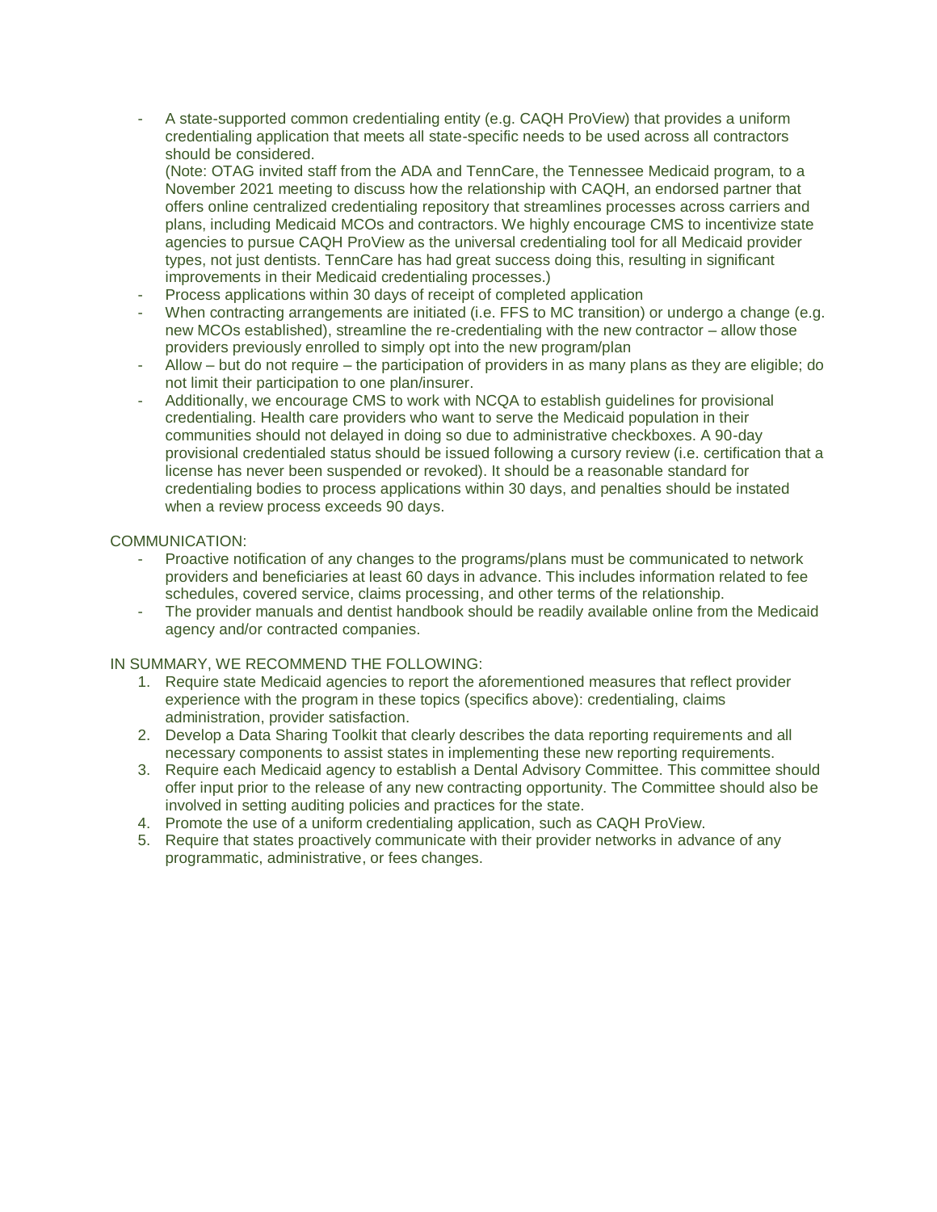- A state-supported common credentialing entity (e.g. CAQH ProView) that provides a uniform credentialing application that meets all state-specific needs to be used across all contractors should be considered.
  (Note: OTAG invited staff from the ADA and TennCare, the Tennessee Medicaid program, to a November 2021 meeting to discuss how the relationship with CAQH, an endorsed partner that offers online centralized credentialing repository that streamlines processes across carriers and plans, including Medicaid MCOs and contractors. We highly encourage CMS to incentivize state agencies to pursue CAQH ProView as the universal credentialing tool for all Medicaid provider types, not just dentists. TennCare has had great success doing this, resulting in significant improvements in their Medicaid credentialing processes.)
- Process applications within 30 days of receipt of completed application
- When contracting arrangements are initiated (i.e. FFS to MC transition) or undergo a change (e.g. new MCOs established), streamline the re-credentialing with the new contractor – allow those providers previously enrolled to simply opt into the new program/plan
- Allow – but do not require – the participation of providers in as many plans as they are eligible; do not limit their participation to one plan/insurer.
- Additionally, we encourage CMS to work with NCQA to establish guidelines for provisional credentialing. Health care providers who want to serve the Medicaid population in their communities should not delayed in doing so due to administrative checkboxes. A 90-day provisional credentialed status should be issued following a cursory review (i.e. certification that a license has never been suspended or revoked). It should be a reasonable standard for credentialing bodies to process applications within 30 days, and penalties should be instated when a review process exceeds 90 days.

COMMUNICATION:

- Proactive notification of any changes to the programs/plans must be communicated to network providers and beneficiaries at least 60 days in advance. This includes information related to fee schedules, covered service, claims processing, and other terms of the relationship.
- The provider manuals and dentist handbook should be readily available online from the Medicaid agency and/or contracted companies.

IN SUMMARY, WE RECOMMEND THE FOLLOWING:

1. Require state Medicaid agencies to report the aforementioned measures that reflect provider experience with the program in these topics (specifics above): credentialing, claims administration, provider satisfaction.
2. Develop a Data Sharing Toolkit that clearly describes the data reporting requirements and all necessary components to assist states in implementing these new reporting requirements.
3. Require each Medicaid agency to establish a Dental Advisory Committee. This committee should offer input prior to the release of any new contracting opportunity. The Committee should also be involved in setting auditing policies and practices for the state.
4. Promote the use of a uniform credentialing application, such as CAQH ProView.
5. Require that states proactively communicate with their provider networks in advance of any programmatic, administrative, or fees changes.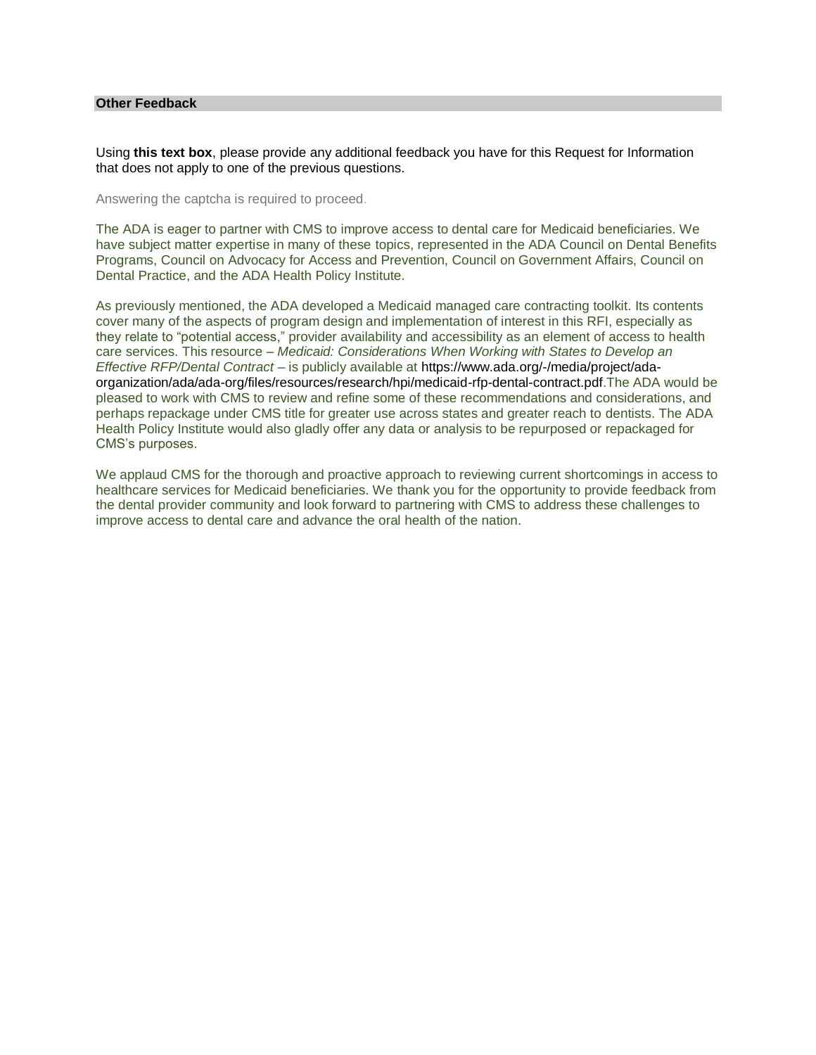## Other Feedback

Using **this text box**, please provide any additional feedback you have for this Request for Information that does not apply to one of the previous questions.

Answering the captcha is required to proceed.

The ADA is eager to partner with CMS to improve access to dental care for Medicaid beneficiaries. We have subject matter expertise in many of these topics, represented in the ADA Council on Dental Benefits Programs, Council on Advocacy for Access and Prevention, Council on Government Affairs, Council on Dental Practice, and the ADA Health Policy Institute.

As previously mentioned, the ADA developed a Medicaid managed care contracting toolkit. Its contents cover many of the aspects of program design and implementation of interest in this RFI, especially as they relate to "potential access," provider availability and accessibility as an element of access to health care services. This resource – *Medicaid: Considerations When Working with States to Develop an Effective RFP/Dental Contract* – is publicly available at https://www.ada.org/-/media/project/ada-organization/ada/ada-org/files/resources/research/hpi/medicaid-rfp-dental-contract.pdf.The ADA would be pleased to work with CMS to review and refine some of these recommendations and considerations, and perhaps repackage under CMS title for greater use across states and greater reach to dentists. The ADA Health Policy Institute would also gladly offer any data or analysis to be repurposed or repackaged for CMS's purposes.

We applaud CMS for the thorough and proactive approach to reviewing current shortcomings in access to healthcare services for Medicaid beneficiaries. We thank you for the opportunity to provide feedback from the dental provider community and look forward to partnering with CMS to address these challenges to improve access to dental care and advance the oral health of the nation.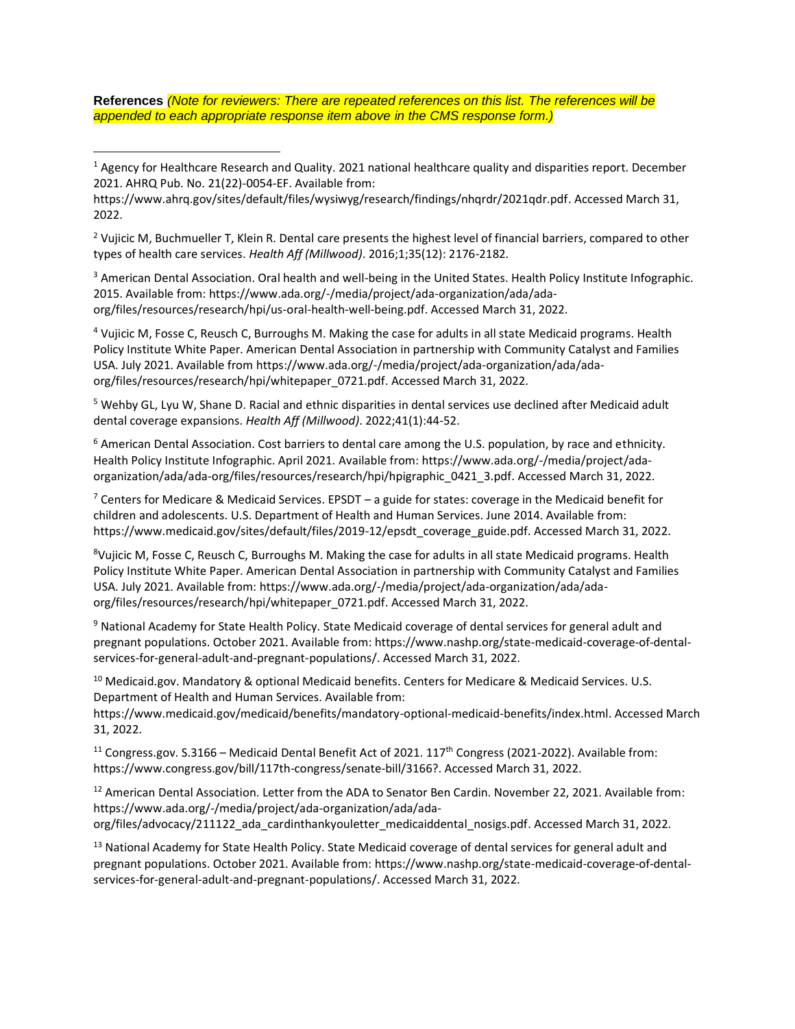**References** *(Note for reviewers: There are repeated references on this list. The references will be appended to each appropriate response item above in the CMS response form.)*

---

[1] Agency for Healthcare Research and Quality. 2021 national healthcare quality and disparities report. December 2021. AHRQ Pub. No. 21(22)-0054-EF. Available from: https://www.ahrq.gov/sites/default/files/wysiwyg/research/findings/nhqrdr/2021qdr.pdf. Accessed March 31, 2022.

[2] Vujicic M, Buchmueller T, Klein R. Dental care presents the highest level of financial barriers, compared to other types of health care services. *Health Aff (Millwood)*. 2016;1;35(12): 2176-2182.

[3] American Dental Association. Oral health and well-being in the United States. Health Policy Institute Infographic. 2015. Available from: https://www.ada.org/-/media/project/ada-organization/ada/ada-org/files/resources/research/hpi/us-oral-health-well-being.pdf. Accessed March 31, 2022.

[4] Vujicic M, Fosse C, Reusch C, Burroughs M. Making the case for adults in all state Medicaid programs. Health Policy Institute White Paper. American Dental Association in partnership with Community Catalyst and Families USA. July 2021. Available from https://www.ada.org/-/media/project/ada-organization/ada/ada-org/files/resources/research/hpi/whitepaper_0721.pdf. Accessed March 31, 2022.

[5] Wehby GL, Lyu W, Shane D. Racial and ethnic disparities in dental services use declined after Medicaid adult dental coverage expansions. *Health Aff (Millwood)*. 2022;41(1):44-52.

[6] American Dental Association. Cost barriers to dental care among the U.S. population, by race and ethnicity. Health Policy Institute Infographic. April 2021. Available from: https://www.ada.org/-/media/project/ada-organization/ada/ada-org/files/resources/research/hpi/hpigraphic_0421_3.pdf. Accessed March 31, 2022.

[7] Centers for Medicare & Medicaid Services. EPSDT – a guide for states: coverage in the Medicaid benefit for children and adolescents. U.S. Department of Health and Human Services. June 2014. Available from: https://www.medicaid.gov/sites/default/files/2019-12/epsdt_coverage_guide.pdf. Accessed March 31, 2022.

[8] Vujicic M, Fosse C, Reusch C, Burroughs M. Making the case for adults in all state Medicaid programs. Health Policy Institute White Paper. American Dental Association in partnership with Community Catalyst and Families USA. July 2021. Available from: https://www.ada.org/-/media/project/ada-organization/ada/ada-org/files/resources/research/hpi/whitepaper_0721.pdf. Accessed March 31, 2022.

[9] National Academy for State Health Policy. State Medicaid coverage of dental services for general adult and pregnant populations. October 2021. Available from: https://www.nashp.org/state-medicaid-coverage-of-dental-services-for-general-adult-and-pregnant-populations/. Accessed March 31, 2022.

[10] Medicaid.gov. Mandatory & optional Medicaid benefits. Centers for Medicare & Medicaid Services. U.S. Department of Health and Human Services. Available from: https://www.medicaid.gov/medicaid/benefits/mandatory-optional-medicaid-benefits/index.html. Accessed March 31, 2022.

[11] Congress.gov. S.3166 – Medicaid Dental Benefit Act of 2021. 117th Congress (2021-2022). Available from: https://www.congress.gov/bill/117th-congress/senate-bill/3166?. Accessed March 31, 2022.

[12] American Dental Association. Letter from the ADA to Senator Ben Cardin. November 22, 2021. Available from: https://www.ada.org/-/media/project/ada-organization/ada/ada-org/files/advocacy/211122_ada_cardinthankyouletter_medicaiddental_nosigs.pdf. Accessed March 31, 2022.

[13] National Academy for State Health Policy. State Medicaid coverage of dental services for general adult and pregnant populations. October 2021. Available from: https://www.nashp.org/state-medicaid-coverage-of-dental-services-for-general-adult-and-pregnant-populations/. Accessed March 31, 2022.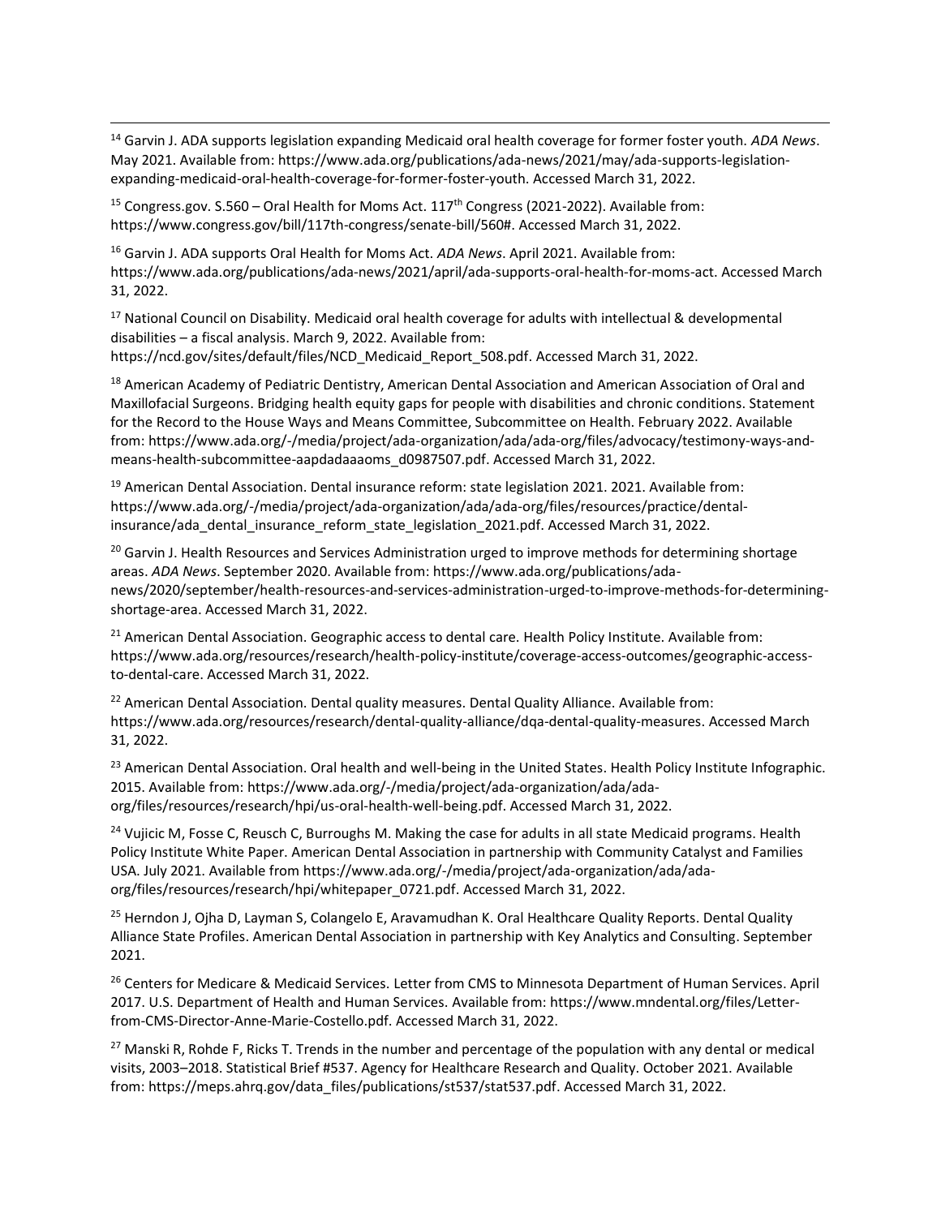[14] Garvin J. ADA supports legislation expanding Medicaid oral health coverage for former foster youth. *ADA News*. May 2021. Available from: https://www.ada.org/publications/ada-news/2021/may/ada-supports-legislation-expanding-medicaid-oral-health-coverage-for-former-foster-youth. Accessed March 31, 2022.

[15] Congress.gov. S.560 – Oral Health for Moms Act. 117th Congress (2021-2022). Available from: https://www.congress.gov/bill/117th-congress/senate-bill/560#. Accessed March 31, 2022.

[16] Garvin J. ADA supports Oral Health for Moms Act. *ADA News*. April 2021. Available from: https://www.ada.org/publications/ada-news/2021/april/ada-supports-oral-health-for-moms-act. Accessed March 31, 2022.

[17] National Council on Disability. Medicaid oral health coverage for adults with intellectual & developmental disabilities – a fiscal analysis. March 9, 2022. Available from: https://ncd.gov/sites/default/files/NCD_Medicaid_Report_508.pdf. Accessed March 31, 2022.

[18] American Academy of Pediatric Dentistry, American Dental Association and American Association of Oral and Maxillofacial Surgeons. Bridging health equity gaps for people with disabilities and chronic conditions. Statement for the Record to the House Ways and Means Committee, Subcommittee on Health. February 2022. Available from: https://www.ada.org/-/media/project/ada-organization/ada/ada-org/files/advocacy/testimony-ways-and-means-health-subcommittee-aapdadaaaoms_d0987507.pdf. Accessed March 31, 2022.

[19] American Dental Association. Dental insurance reform: state legislation 2021. 2021. Available from: https://www.ada.org/-/media/project/ada-organization/ada/ada-org/files/resources/practice/dental-insurance/ada_dental_insurance_reform_state_legislation_2021.pdf. Accessed March 31, 2022.

[20] Garvin J. Health Resources and Services Administration urged to improve methods for determining shortage areas. *ADA News*. September 2020. Available from: https://www.ada.org/publications/ada-news/2020/september/health-resources-and-services-administration-urged-to-improve-methods-for-determining-shortage-area. Accessed March 31, 2022.

[21] American Dental Association. Geographic access to dental care. Health Policy Institute. Available from: https://www.ada.org/resources/research/health-policy-institute/coverage-access-outcomes/geographic-access-to-dental-care. Accessed March 31, 2022.

[22] American Dental Association. Dental quality measures. Dental Quality Alliance. Available from: https://www.ada.org/resources/research/dental-quality-alliance/dqa-dental-quality-measures. Accessed March 31, 2022.

[23] American Dental Association. Oral health and well-being in the United States. Health Policy Institute Infographic. 2015. Available from: https://www.ada.org/-/media/project/ada-organization/ada/ada-org/files/resources/research/hpi/us-oral-health-well-being.pdf. Accessed March 31, 2022.

[24] Vujicic M, Fosse C, Reusch C, Burroughs M. Making the case for adults in all state Medicaid programs. Health Policy Institute White Paper. American Dental Association in partnership with Community Catalyst and Families USA. July 2021. Available from https://www.ada.org/-/media/project/ada-organization/ada/ada-org/files/resources/research/hpi/whitepaper_0721.pdf. Accessed March 31, 2022.

[25] Herndon J, Ojha D, Layman S, Colangelo E, Aravamudhan K. Oral Healthcare Quality Reports. Dental Quality Alliance State Profiles. American Dental Association in partnership with Key Analytics and Consulting. September 2021.

[26] Centers for Medicare & Medicaid Services. Letter from CMS to Minnesota Department of Human Services. April 2017. U.S. Department of Health and Human Services. Available from: https://www.mndental.org/files/Letter-from-CMS-Director-Anne-Marie-Costello.pdf. Accessed March 31, 2022.

[27] Manski R, Rohde F, Ricks T. Trends in the number and percentage of the population with any dental or medical visits, 2003–2018. Statistical Brief #537. Agency for Healthcare Research and Quality. October 2021. Available from: https://meps.ahrq.gov/data_files/publications/st537/stat537.pdf. Accessed March 31, 2022.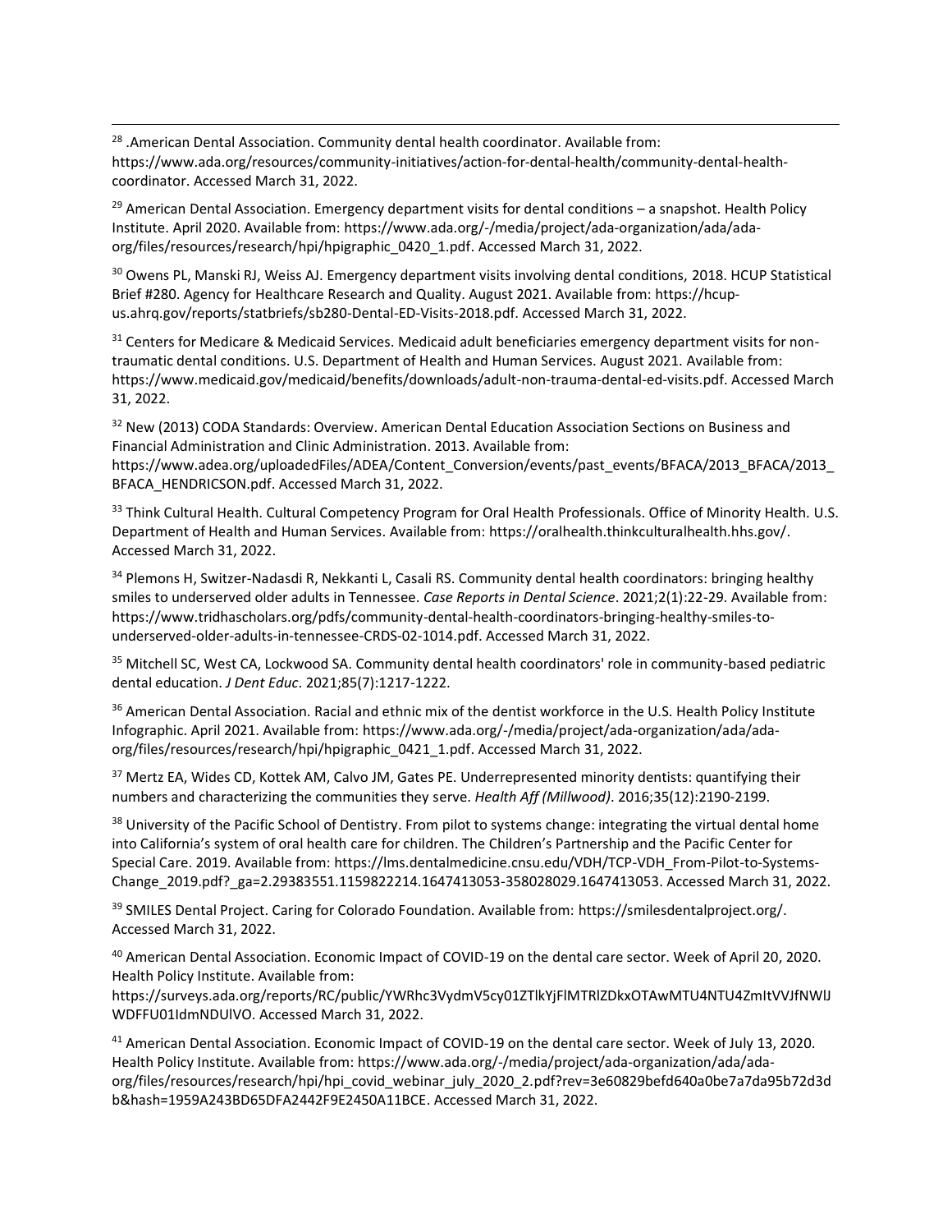[28] .American Dental Association. Community dental health coordinator. Available from: https://www.ada.org/resources/community-initiatives/action-for-dental-health/community-dental-health-coordinator. Accessed March 31, 2022.

[29] American Dental Association. Emergency department visits for dental conditions – a snapshot. Health Policy Institute. April 2020. Available from: https://www.ada.org/-/media/project/ada-organization/ada/ada-org/files/resources/research/hpi/hpigraphic_0420_1.pdf. Accessed March 31, 2022.

[30] Owens PL, Manski RJ, Weiss AJ. Emergency department visits involving dental conditions, 2018. HCUP Statistical Brief #280. Agency for Healthcare Research and Quality. August 2021. Available from: https://hcup-us.ahrq.gov/reports/statbriefs/sb280-Dental-ED-Visits-2018.pdf. Accessed March 31, 2022.

[31] Centers for Medicare & Medicaid Services. Medicaid adult beneficiaries emergency department visits for non-traumatic dental conditions. U.S. Department of Health and Human Services. August 2021. Available from: https://www.medicaid.gov/medicaid/benefits/downloads/adult-non-trauma-dental-ed-visits.pdf. Accessed March 31, 2022.

[32] New (2013) CODA Standards: Overview. American Dental Education Association Sections on Business and Financial Administration and Clinic Administration. 2013. Available from: https://www.adea.org/uploadedFiles/ADEA/Content_Conversion/events/past_events/BFACA/2013_BFACA/2013_BFACA_HENDRICSON.pdf. Accessed March 31, 2022.

[33] Think Cultural Health. Cultural Competency Program for Oral Health Professionals. Office of Minority Health. U.S. Department of Health and Human Services. Available from: https://oralhealth.thinkculturalhealth.hhs.gov/. Accessed March 31, 2022.

[34] Plemons H, Switzer-Nadasdi R, Nekkanti L, Casali RS. Community dental health coordinators: bringing healthy smiles to underserved older adults in Tennessee. *Case Reports in Dental Science*. 2021;2(1):22-29. Available from: https://www.tridhascholars.org/pdfs/community-dental-health-coordinators-bringing-healthy-smiles-to-underserved-older-adults-in-tennessee-CRDS-02-1014.pdf. Accessed March 31, 2022.

[35] Mitchell SC, West CA, Lockwood SA. Community dental health coordinators' role in community-based pediatric dental education. *J Dent Educ*. 2021;85(7):1217-1222.

[36] American Dental Association. Racial and ethnic mix of the dentist workforce in the U.S. Health Policy Institute Infographic. April 2021. Available from: https://www.ada.org/-/media/project/ada-organization/ada/ada-org/files/resources/research/hpi/hpigraphic_0421_1.pdf. Accessed March 31, 2022.

[37] Mertz EA, Wides CD, Kottek AM, Calvo JM, Gates PE. Underrepresented minority dentists: quantifying their numbers and characterizing the communities they serve. *Health Aff (Millwood)*. 2016;35(12):2190-2199.

[38] University of the Pacific School of Dentistry. From pilot to systems change: integrating the virtual dental home into California's system of oral health care for children. The Children's Partnership and the Pacific Center for Special Care. 2019. Available from: https://lms.dentalmedicine.cnsu.edu/VDH/TCP-VDH_From-Pilot-to-Systems-Change_2019.pdf?_ga=2.29383551.1159822214.1647413053-358028029.1647413053. Accessed March 31, 2022.

[39] SMILES Dental Project. Caring for Colorado Foundation. Available from: https://smilesdentalproject.org/. Accessed March 31, 2022.

[40] American Dental Association. Economic Impact of COVID-19 on the dental care sector. Week of April 20, 2020. Health Policy Institute. Available from: https://surveys.ada.org/reports/RC/public/YWRhc3VydmV5cy01ZTlkYjFlMTRlZDkxOTAwMTU4NTU4ZmItVVJfNWlJWDFFU01IdmNDUlVO. Accessed March 31, 2022.

[41] American Dental Association. Economic Impact of COVID-19 on the dental care sector. Week of July 13, 2020. Health Policy Institute. Available from: https://www.ada.org/-/media/project/ada-organization/ada/ada-org/files/resources/research/hpi/hpi_covid_webinar_july_2020_2.pdf?rev=3e60829befd640a0be7a7da95b72d3db&hash=1959A243BD65DFA2442F9E2450A11BCE. Accessed March 31, 2022.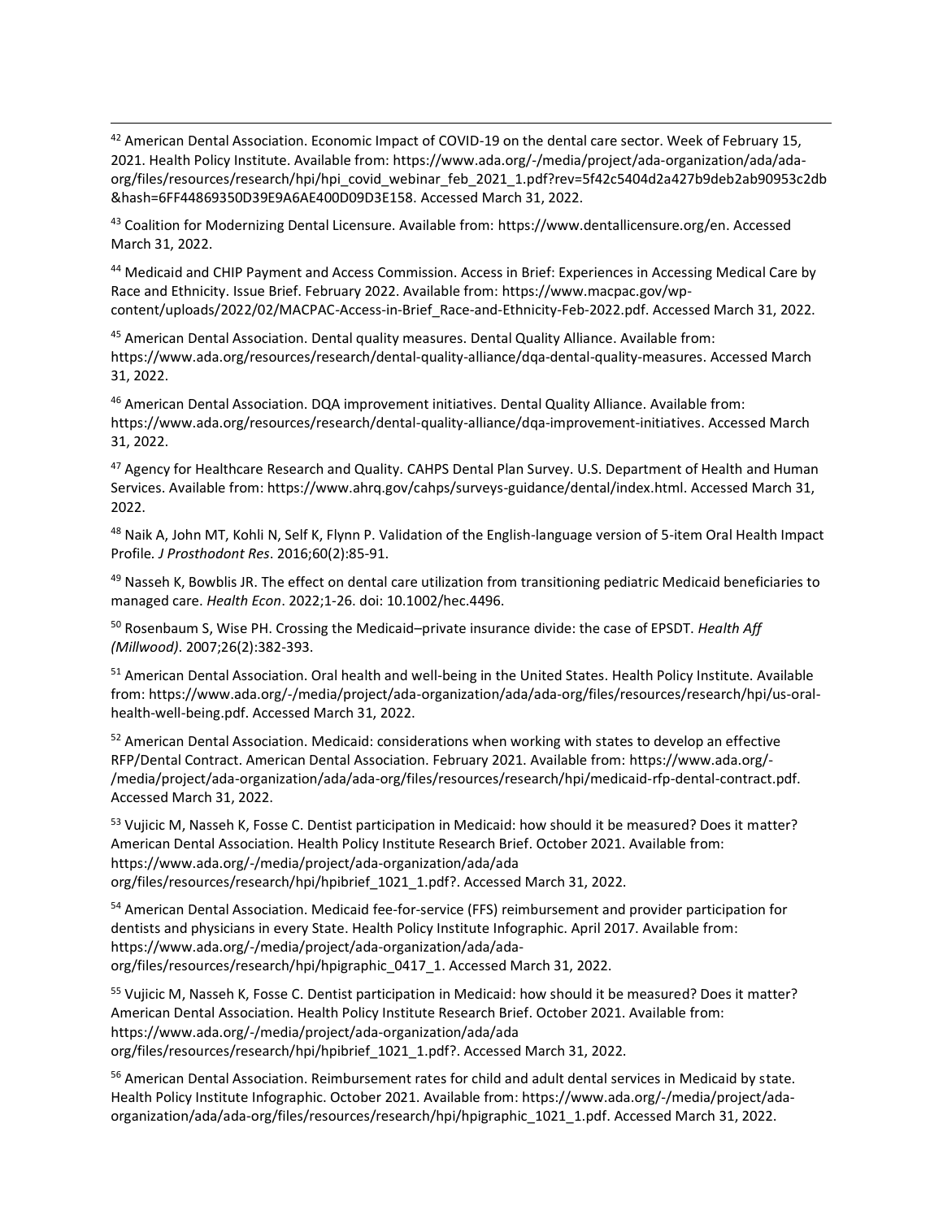[42] American Dental Association. Economic Impact of COVID-19 on the dental care sector. Week of February 15, 2021. Health Policy Institute. Available from: https://www.ada.org/-/media/project/ada-organization/ada/ada-org/files/resources/research/hpi/hpi_covid_webinar_feb_2021_1.pdf?rev=5f42c5404d2a427b9deb2ab90953c2db&hash=6FF44869350D39E9A6AE400D09D3E158. Accessed March 31, 2022.

[43] Coalition for Modernizing Dental Licensure. Available from: https://www.dentallicensure.org/en. Accessed March 31, 2022.

[44] Medicaid and CHIP Payment and Access Commission. Access in Brief: Experiences in Accessing Medical Care by Race and Ethnicity. Issue Brief. February 2022. Available from: https://www.macpac.gov/wp-content/uploads/2022/02/MACPAC-Access-in-Brief_Race-and-Ethnicity-Feb-2022.pdf. Accessed March 31, 2022.

[45] American Dental Association. Dental quality measures. Dental Quality Alliance. Available from: https://www.ada.org/resources/research/dental-quality-alliance/dqa-dental-quality-measures. Accessed March 31, 2022.

[46] American Dental Association. DQA improvement initiatives. Dental Quality Alliance. Available from: https://www.ada.org/resources/research/dental-quality-alliance/dqa-improvement-initiatives. Accessed March 31, 2022.

[47] Agency for Healthcare Research and Quality. CAHPS Dental Plan Survey. U.S. Department of Health and Human Services. Available from: https://www.ahrq.gov/cahps/surveys-guidance/dental/index.html. Accessed March 31, 2022.

[48] Naik A, John MT, Kohli N, Self K, Flynn P. Validation of the English-language version of 5-item Oral Health Impact Profile. *J Prosthodont Res*. 2016;60(2):85-91.

[49] Nasseh K, Bowblis JR. The effect on dental care utilization from transitioning pediatric Medicaid beneficiaries to managed care. *Health Econ*. 2022;1-26. doi: 10.1002/hec.4496.

[50] Rosenbaum S, Wise PH. Crossing the Medicaid–private insurance divide: the case of EPSDT. *Health Aff (Millwood)*. 2007;26(2):382-393.

[51] American Dental Association. Oral health and well-being in the United States. Health Policy Institute. Available from: https://www.ada.org/-/media/project/ada-organization/ada/ada-org/files/resources/research/hpi/us-oral-health-well-being.pdf. Accessed March 31, 2022.

[52] American Dental Association. Medicaid: considerations when working with states to develop an effective RFP/Dental Contract. American Dental Association. February 2021. Available from: https://www.ada.org/-/media/project/ada-organization/ada/ada-org/files/resources/research/hpi/medicaid-rfp-dental-contract.pdf. Accessed March 31, 2022.

[53] Vujicic M, Nasseh K, Fosse C. Dentist participation in Medicaid: how should it be measured? Does it matter? American Dental Association. Health Policy Institute Research Brief. October 2021. Available from: https://www.ada.org/-/media/project/ada-organization/ada/ada org/files/resources/research/hpi/hpibrief_1021_1.pdf?. Accessed March 31, 2022.

[54] American Dental Association. Medicaid fee-for-service (FFS) reimbursement and provider participation for dentists and physicians in every State. Health Policy Institute Infographic. April 2017. Available from: https://www.ada.org/-/media/project/ada-organization/ada/ada-org/files/resources/research/hpi/hpigraphic_0417_1. Accessed March 31, 2022.

[55] Vujicic M, Nasseh K, Fosse C. Dentist participation in Medicaid: how should it be measured? Does it matter? American Dental Association. Health Policy Institute Research Brief. October 2021. Available from: https://www.ada.org/-/media/project/ada-organization/ada/ada org/files/resources/research/hpi/hpibrief_1021_1.pdf?. Accessed March 31, 2022.

[56] American Dental Association. Reimbursement rates for child and adult dental services in Medicaid by state. Health Policy Institute Infographic. October 2021. Available from: https://www.ada.org/-/media/project/ada-organization/ada/ada-org/files/resources/research/hpi/hpigraphic_1021_1.pdf. Accessed March 31, 2022.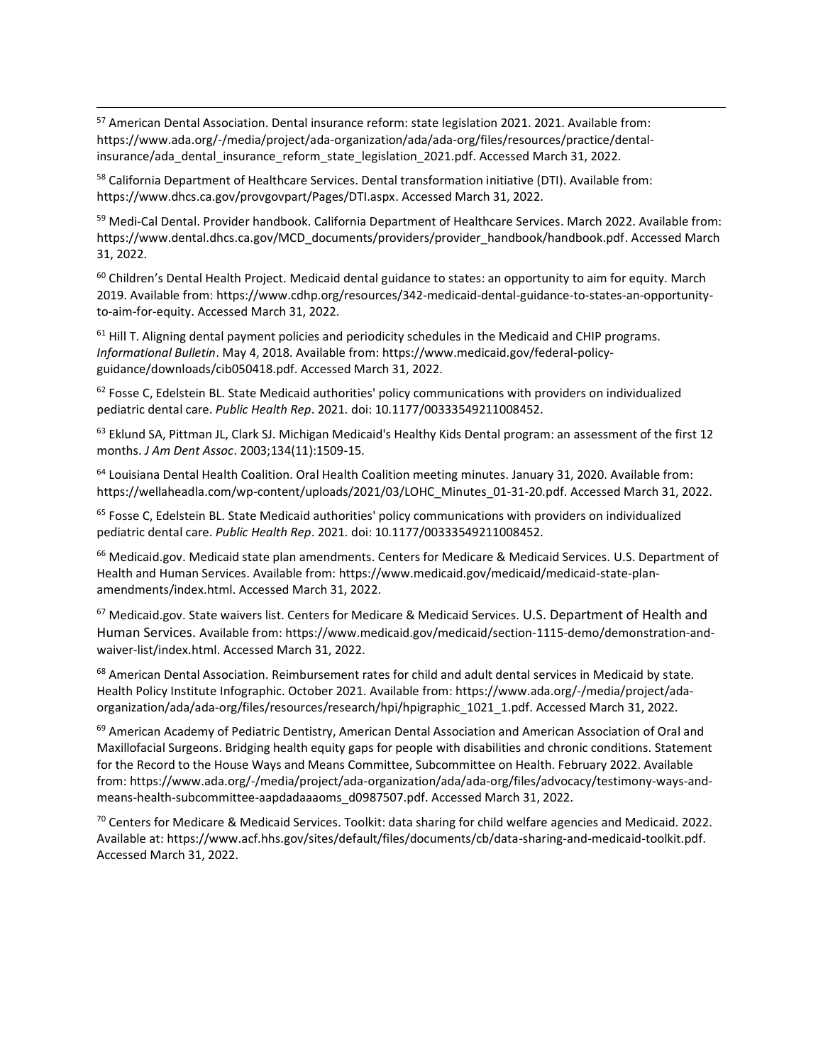[57] American Dental Association. Dental insurance reform: state legislation 2021. 2021. Available from: https://www.ada.org/-/media/project/ada-organization/ada/ada-org/files/resources/practice/dental-insurance/ada_dental_insurance_reform_state_legislation_2021.pdf. Accessed March 31, 2022.

[58] California Department of Healthcare Services. Dental transformation initiative (DTI). Available from: https://www.dhcs.ca.gov/provgovpart/Pages/DTI.aspx. Accessed March 31, 2022.

[59] Medi-Cal Dental. Provider handbook. California Department of Healthcare Services. March 2022. Available from: https://www.dental.dhcs.ca.gov/MCD_documents/providers/provider_handbook/handbook.pdf. Accessed March 31, 2022.

[60] Children's Dental Health Project. Medicaid dental guidance to states: an opportunity to aim for equity. March 2019. Available from: https://www.cdhp.org/resources/342-medicaid-dental-guidance-to-states-an-opportunity-to-aim-for-equity. Accessed March 31, 2022.

[61] Hill T. Aligning dental payment policies and periodicity schedules in the Medicaid and CHIP programs. *Informational Bulletin*. May 4, 2018. Available from: https://www.medicaid.gov/federal-policy-guidance/downloads/cib050418.pdf. Accessed March 31, 2022.

[62] Fosse C, Edelstein BL. State Medicaid authorities' policy communications with providers on individualized pediatric dental care. *Public Health Rep*. 2021. doi: 10.1177/00333549211008452.

[63] Eklund SA, Pittman JL, Clark SJ. Michigan Medicaid's Healthy Kids Dental program: an assessment of the first 12 months. *J Am Dent Assoc*. 2003;134(11):1509-15.

[64] Louisiana Dental Health Coalition. Oral Health Coalition meeting minutes. January 31, 2020. Available from: https://wellaheadla.com/wp-content/uploads/2021/03/LOHC_Minutes_01-31-20.pdf. Accessed March 31, 2022.

[65] Fosse C, Edelstein BL. State Medicaid authorities' policy communications with providers on individualized pediatric dental care. *Public Health Rep*. 2021. doi: 10.1177/00333549211008452.

[66] Medicaid.gov. Medicaid state plan amendments. Centers for Medicare & Medicaid Services. U.S. Department of Health and Human Services. Available from: https://www.medicaid.gov/medicaid/medicaid-state-plan-amendments/index.html. Accessed March 31, 2022.

[67] Medicaid.gov. State waivers list. Centers for Medicare & Medicaid Services. U.S. Department of Health and Human Services. Available from: https://www.medicaid.gov/medicaid/section-1115-demo/demonstration-and-waiver-list/index.html. Accessed March 31, 2022.

[68] American Dental Association. Reimbursement rates for child and adult dental services in Medicaid by state. Health Policy Institute Infographic. October 2021. Available from: https://www.ada.org/-/media/project/ada-organization/ada/ada-org/files/resources/research/hpi/hpigraphic_1021_1.pdf. Accessed March 31, 2022.

[69] American Academy of Pediatric Dentistry, American Dental Association and American Association of Oral and Maxillofacial Surgeons. Bridging health equity gaps for people with disabilities and chronic conditions. Statement for the Record to the House Ways and Means Committee, Subcommittee on Health. February 2022. Available from: https://www.ada.org/-/media/project/ada-organization/ada/ada-org/files/advocacy/testimony-ways-and-means-health-subcommittee-aapdadaaaoms_d0987507.pdf. Accessed March 31, 2022.

[70] Centers for Medicare & Medicaid Services. Toolkit: data sharing for child welfare agencies and Medicaid. 2022. Available at: https://www.acf.hhs.gov/sites/default/files/documents/cb/data-sharing-and-medicaid-toolkit.pdf. Accessed March 31, 2022.